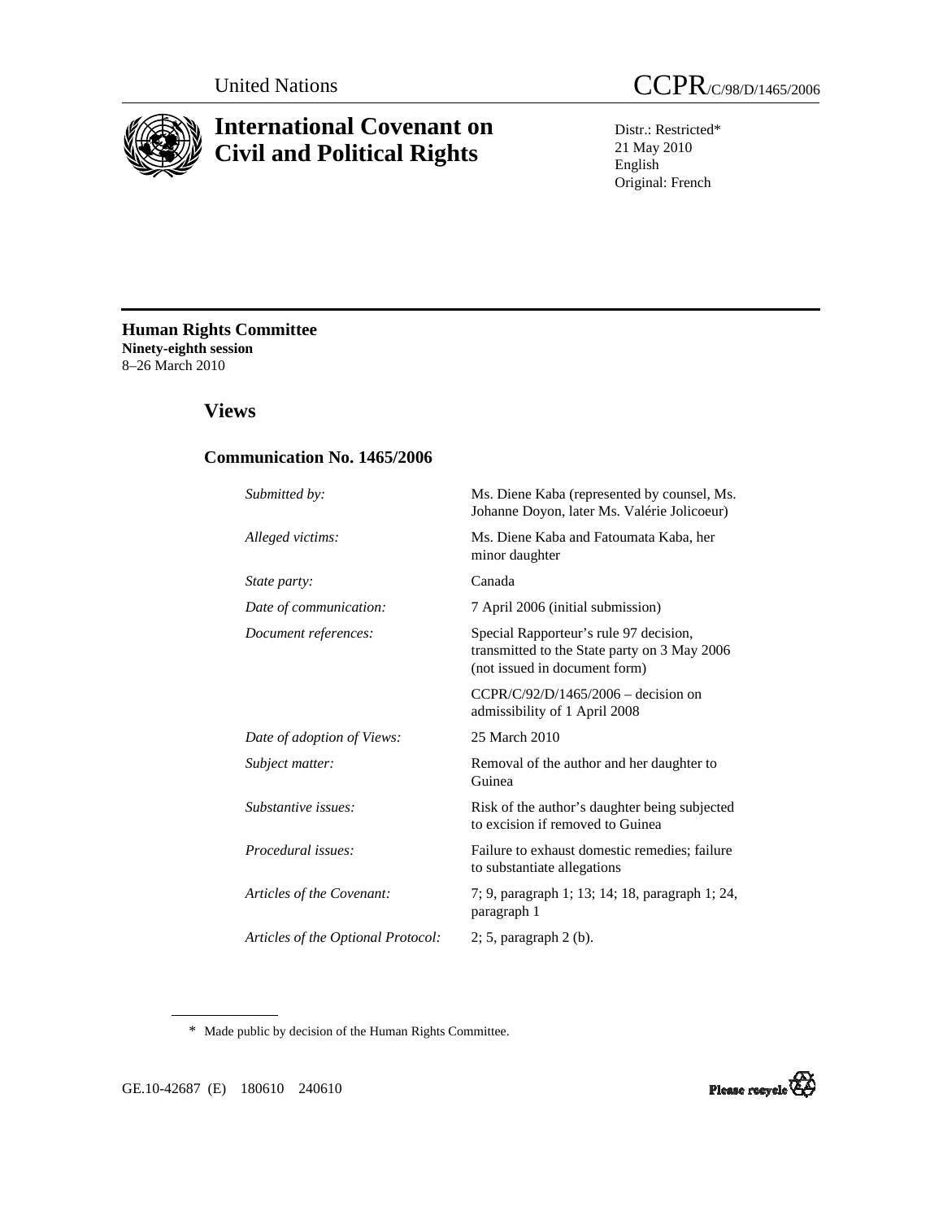United Nations

CCPR/C/98/D/1465/2006

# International Covenant on Civil and Political Rights

Distr.: Restricted*
21 May 2010
English
Original: French

**Human Rights Committee**
**Ninety-eighth session**
8–26 March 2010

## Views

### Communication No. 1465/2006

| | |
|---|---|
| *Submitted by:* | Ms. Diene Kaba (represented by counsel, Ms. Johanne Doyon, later Ms. Valérie Jolicoeur) |
| *Alleged victims:* | Ms. Diene Kaba and Fatoumata Kaba, her minor daughter |
| *State party:* | Canada |
| *Date of communication:* | 7 April 2006 (initial submission) |
| *Document references:* | Special Rapporteur's rule 97 decision, transmitted to the State party on 3 May 2006 (not issued in document form) |
| | CCPR/C/92/D/1465/2006 – decision on admissibility of 1 April 2008 |
| *Date of adoption of Views:* | 25 March 2010 |
| *Subject matter:* | Removal of the author and her daughter to Guinea |
| *Substantive issues:* | Risk of the author's daughter being subjected to excision if removed to Guinea |
| *Procedural issues:* | Failure to exhaust domestic remedies; failure to substantiate allegations |
| *Articles of the Covenant:* | 7; 9, paragraph 1; 13; 14; 18, paragraph 1; 24, paragraph 1 |
| *Articles of the Optional Protocol:* | 2; 5, paragraph 2 (b). |

\* Made public by decision of the Human Rights Committee.

GE.10-42687 (E) 180610 240610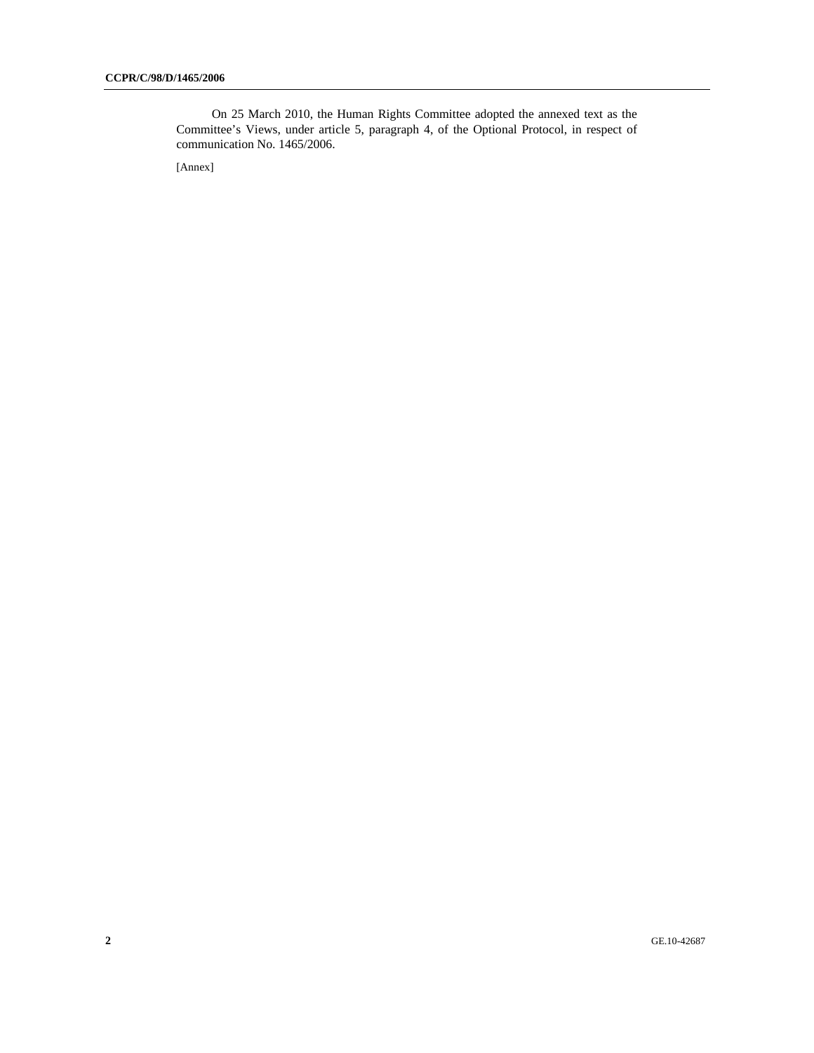On 25 March 2010, the Human Rights Committee adopted the annexed text as the Committee's Views, under article 5, paragraph 4, of the Optional Protocol, in respect of communication No. 1465/2006.

[Annex]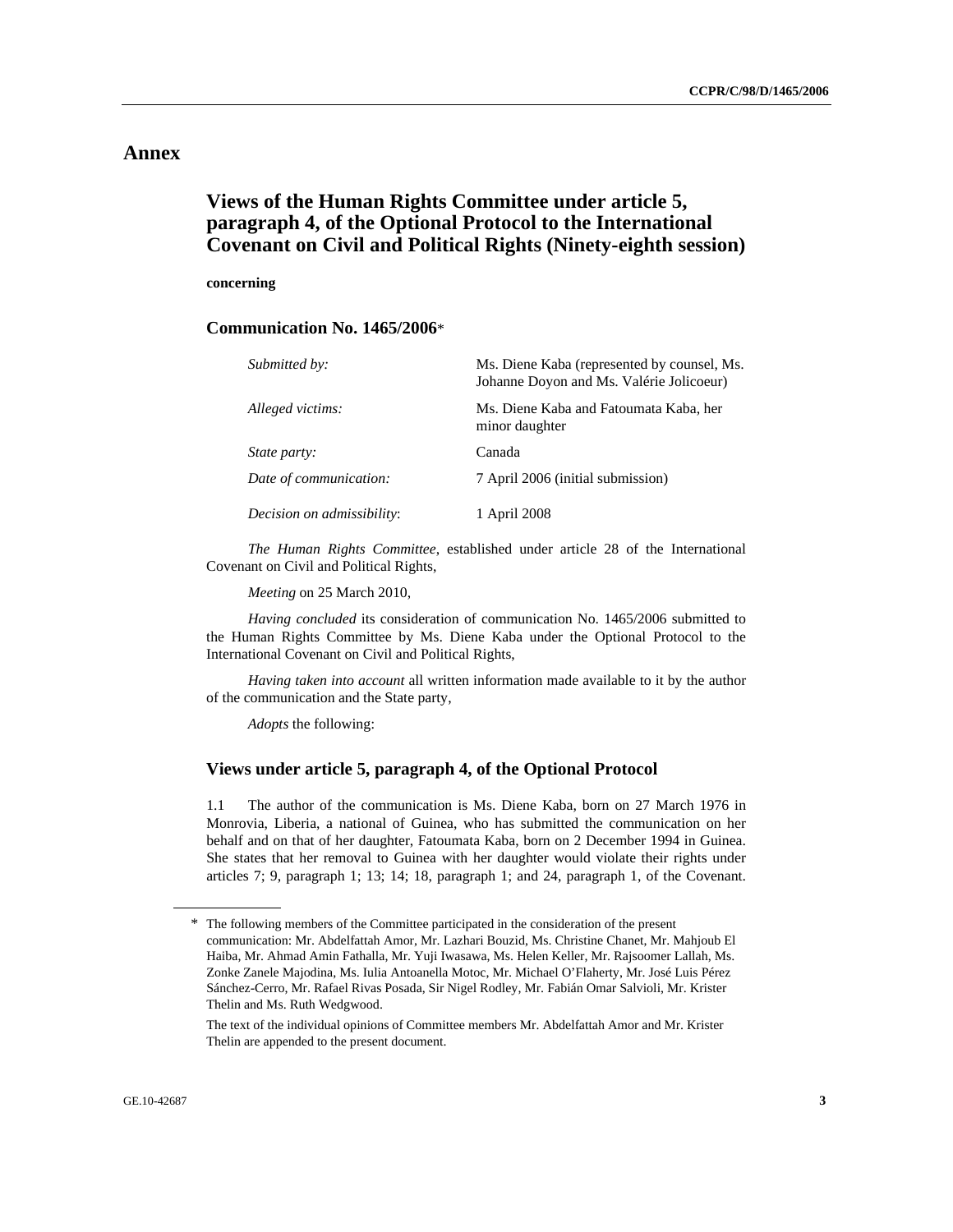# Annex

## Views of the Human Rights Committee under article 5, paragraph 4, of the Optional Protocol to the International Covenant on Civil and Political Rights (Ninety-eighth session)

**concerning**

### Communication No. 1465/2006*

| | |
|---|---|
| *Submitted by:* | Ms. Diene Kaba (represented by counsel, Ms. Johanne Doyon and Ms. Valérie Jolicoeur) |
| *Alleged victims:* | Ms. Diene Kaba and Fatoumata Kaba, her minor daughter |
| *State party:* | Canada |
| *Date of communication:* | 7 April 2006 (initial submission) |
| *Decision on admissibility*: | 1 April 2008 |

*The Human Rights Committee*, established under article 28 of the International Covenant on Civil and Political Rights,

*Meeting* on 25 March 2010,

*Having concluded* its consideration of communication No. 1465/2006 submitted to the Human Rights Committee by Ms. Diene Kaba under the Optional Protocol to the International Covenant on Civil and Political Rights,

*Having taken into account* all written information made available to it by the author of the communication and the State party,

*Adopts* the following:

### Views under article 5, paragraph 4, of the Optional Protocol

1.1 The author of the communication is Ms. Diene Kaba, born on 27 March 1976 in Monrovia, Liberia, a national of Guinea, who has submitted the communication on her behalf and on that of her daughter, Fatoumata Kaba, born on 2 December 1994 in Guinea. She states that her removal to Guinea with her daughter would violate their rights under articles 7; 9, paragraph 1; 13; 14; 18, paragraph 1; and 24, paragraph 1, of the Covenant.

---

\* The following members of the Committee participated in the consideration of the present communication: Mr. Abdelfattah Amor, Mr. Lazhari Bouzid, Ms. Christine Chanet, Mr. Mahjoub El Haiba, Mr. Ahmad Amin Fathalla, Mr. Yuji Iwasawa, Ms. Helen Keller, Mr. Rajsoomer Lallah, Ms. Zonke Zanele Majodina, Ms. Iulia Antoanella Motoc, Mr. Michael O'Flaherty, Mr. José Luis Pérez Sánchez-Cerro, Mr. Rafael Rivas Posada, Sir Nigel Rodley, Mr. Fabián Omar Salvioli, Mr. Krister Thelin and Ms. Ruth Wedgwood.

The text of the individual opinions of Committee members Mr. Abdelfattah Amor and Mr. Krister Thelin are appended to the present document.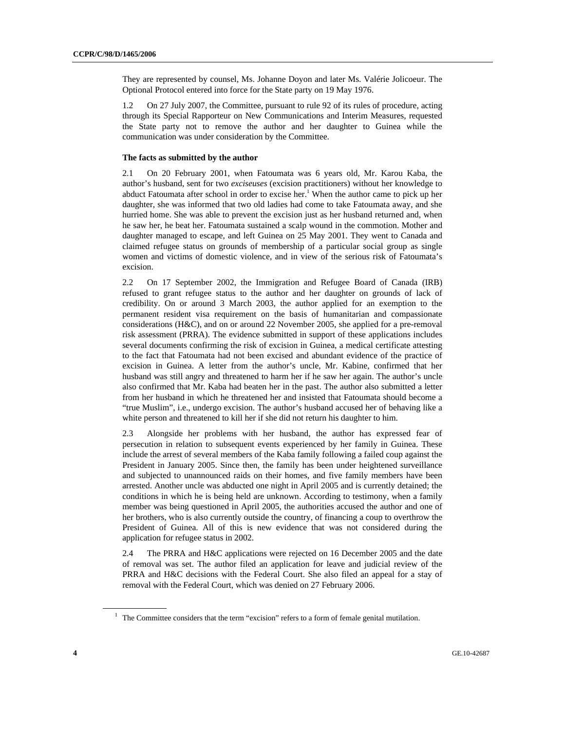They are represented by counsel, Ms. Johanne Doyon and later Ms. Valérie Jolicoeur. The Optional Protocol entered into force for the State party on 19 May 1976.

1.2 On 27 July 2007, the Committee, pursuant to rule 92 of its rules of procedure, acting through its Special Rapporteur on New Communications and Interim Measures, requested the State party not to remove the author and her daughter to Guinea while the communication was under consideration by the Committee.

### The facts as submitted by the author

2.1 On 20 February 2001, when Fatoumata was 6 years old, Mr. Karou Kaba, the author's husband, sent for two *exciseuses* (excision practitioners) without her knowledge to abduct Fatoumata after school in order to excise her.[1] When the author came to pick up her daughter, she was informed that two old ladies had come to take Fatoumata away, and she hurried home. She was able to prevent the excision just as her husband returned and, when he saw her, he beat her. Fatoumata sustained a scalp wound in the commotion. Mother and daughter managed to escape, and left Guinea on 25 May 2001. They went to Canada and claimed refugee status on grounds of membership of a particular social group as single women and victims of domestic violence, and in view of the serious risk of Fatoumata's excision.

2.2 On 17 September 2002, the Immigration and Refugee Board of Canada (IRB) refused to grant refugee status to the author and her daughter on grounds of lack of credibility. On or around 3 March 2003, the author applied for an exemption to the permanent resident visa requirement on the basis of humanitarian and compassionate considerations (H&C), and on or around 22 November 2005, she applied for a pre-removal risk assessment (PRRA). The evidence submitted in support of these applications includes several documents confirming the risk of excision in Guinea, a medical certificate attesting to the fact that Fatoumata had not been excised and abundant evidence of the practice of excision in Guinea. A letter from the author's uncle, Mr. Kabine, confirmed that her husband was still angry and threatened to harm her if he saw her again. The author's uncle also confirmed that Mr. Kaba had beaten her in the past. The author also submitted a letter from her husband in which he threatened her and insisted that Fatoumata should become a "true Muslim", i.e., undergo excision. The author's husband accused her of behaving like a white person and threatened to kill her if she did not return his daughter to him.

2.3 Alongside her problems with her husband, the author has expressed fear of persecution in relation to subsequent events experienced by her family in Guinea. These include the arrest of several members of the Kaba family following a failed coup against the President in January 2005. Since then, the family has been under heightened surveillance and subjected to unannounced raids on their homes, and five family members have been arrested. Another uncle was abducted one night in April 2005 and is currently detained; the conditions in which he is being held are unknown. According to testimony, when a family member was being questioned in April 2005, the authorities accused the author and one of her brothers, who is also currently outside the country, of financing a coup to overthrow the President of Guinea. All of this is new evidence that was not considered during the application for refugee status in 2002.

2.4 The PRRA and H&C applications were rejected on 16 December 2005 and the date of removal was set. The author filed an application for leave and judicial review of the PRRA and H&C decisions with the Federal Court. She also filed an appeal for a stay of removal with the Federal Court, which was denied on 27 February 2006.

[1] The Committee considers that the term "excision" refers to a form of female genital mutilation.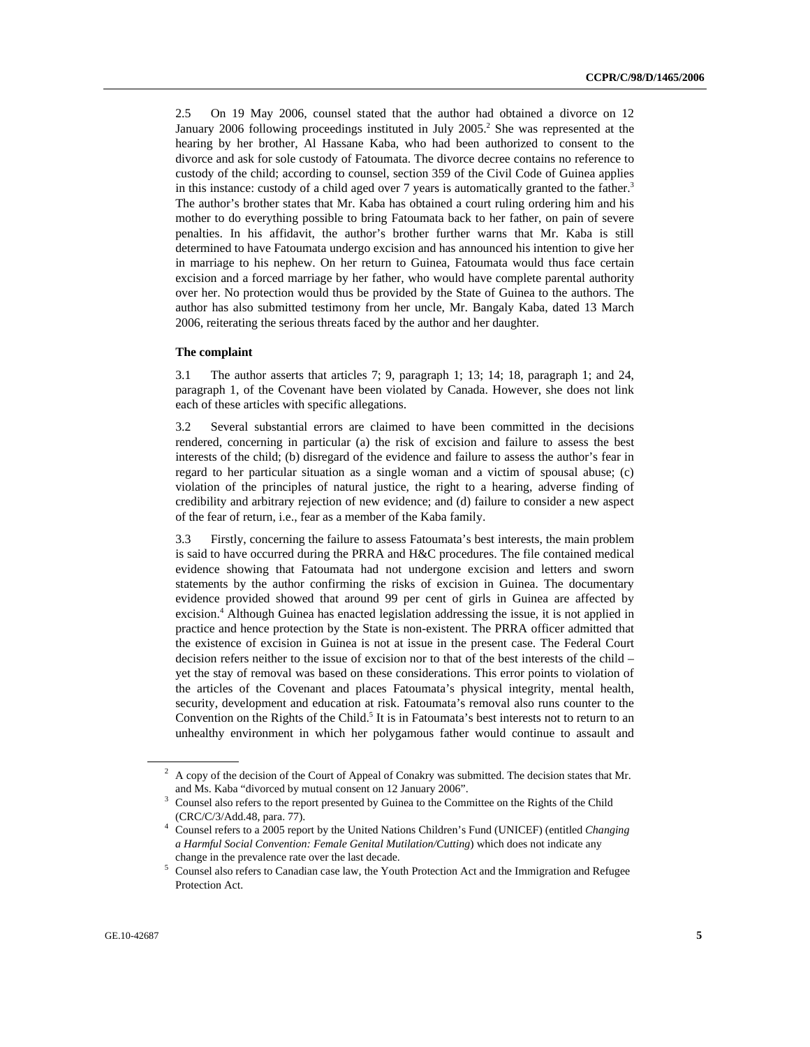2.5 On 19 May 2006, counsel stated that the author had obtained a divorce on 12 January 2006 following proceedings instituted in July 2005.[2] She was represented at the hearing by her brother, Al Hassane Kaba, who had been authorized to consent to the divorce and ask for sole custody of Fatoumata. The divorce decree contains no reference to custody of the child; according to counsel, section 359 of the Civil Code of Guinea applies in this instance: custody of a child aged over 7 years is automatically granted to the father.[3] The author's brother states that Mr. Kaba has obtained a court ruling ordering him and his mother to do everything possible to bring Fatoumata back to her father, on pain of severe penalties. In his affidavit, the author's brother further warns that Mr. Kaba is still determined to have Fatoumata undergo excision and has announced his intention to give her in marriage to his nephew. On her return to Guinea, Fatoumata would thus face certain excision and a forced marriage by her father, who would have complete parental authority over her. No protection would thus be provided by the State of Guinea to the authors. The author has also submitted testimony from her uncle, Mr. Bangaly Kaba, dated 13 March 2006, reiterating the serious threats faced by the author and her daughter.

**The complaint**

3.1 The author asserts that articles 7; 9, paragraph 1; 13; 14; 18, paragraph 1; and 24, paragraph 1, of the Covenant have been violated by Canada. However, she does not link each of these articles with specific allegations.

3.2 Several substantial errors are claimed to have been committed in the decisions rendered, concerning in particular (a) the risk of excision and failure to assess the best interests of the child; (b) disregard of the evidence and failure to assess the author's fear in regard to her particular situation as a single woman and a victim of spousal abuse; (c) violation of the principles of natural justice, the right to a hearing, adverse finding of credibility and arbitrary rejection of new evidence; and (d) failure to consider a new aspect of the fear of return, i.e., fear as a member of the Kaba family.

3.3 Firstly, concerning the failure to assess Fatoumata's best interests, the main problem is said to have occurred during the PRRA and H&C procedures. The file contained medical evidence showing that Fatoumata had not undergone excision and letters and sworn statements by the author confirming the risks of excision in Guinea. The documentary evidence provided showed that around 99 per cent of girls in Guinea are affected by excision.[4] Although Guinea has enacted legislation addressing the issue, it is not applied in practice and hence protection by the State is non-existent. The PRRA officer admitted that the existence of excision in Guinea is not at issue in the present case. The Federal Court decision refers neither to the issue of excision nor to that of the best interests of the child – yet the stay of removal was based on these considerations. This error points to violation of the articles of the Covenant and places Fatoumata's physical integrity, mental health, security, development and education at risk. Fatoumata's removal also runs counter to the Convention on the Rights of the Child.[5] It is in Fatoumata's best interests not to return to an unhealthy environment in which her polygamous father would continue to assault and

---

[2] A copy of the decision of the Court of Appeal of Conakry was submitted. The decision states that Mr. and Ms. Kaba "divorced by mutual consent on 12 January 2006".

[3] Counsel also refers to the report presented by Guinea to the Committee on the Rights of the Child (CRC/C/3/Add.48, para. 77).

[4] Counsel refers to a 2005 report by the United Nations Children's Fund (UNICEF) (entitled *Changing a Harmful Social Convention: Female Genital Mutilation/Cutting*) which does not indicate any change in the prevalence rate over the last decade.

[5] Counsel also refers to Canadian case law, the Youth Protection Act and the Immigration and Refugee Protection Act.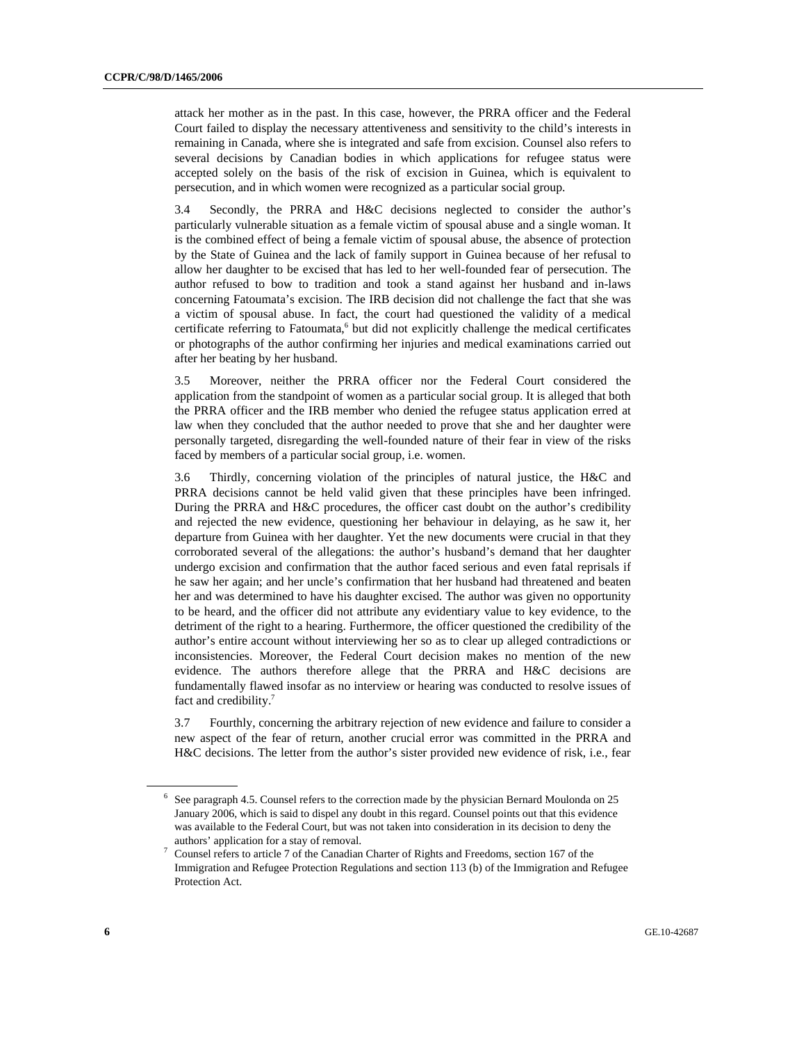attack her mother as in the past. In this case, however, the PRRA officer and the Federal Court failed to display the necessary attentiveness and sensitivity to the child's interests in remaining in Canada, where she is integrated and safe from excision. Counsel also refers to several decisions by Canadian bodies in which applications for refugee status were accepted solely on the basis of the risk of excision in Guinea, which is equivalent to persecution, and in which women were recognized as a particular social group.

3.4 Secondly, the PRRA and H&C decisions neglected to consider the author's particularly vulnerable situation as a female victim of spousal abuse and a single woman. It is the combined effect of being a female victim of spousal abuse, the absence of protection by the State of Guinea and the lack of family support in Guinea because of her refusal to allow her daughter to be excised that has led to her well-founded fear of persecution. The author refused to bow to tradition and took a stand against her husband and in-laws concerning Fatoumata's excision. The IRB decision did not challenge the fact that she was a victim of spousal abuse. In fact, the court had questioned the validity of a medical certificate referring to Fatoumata,[6] but did not explicitly challenge the medical certificates or photographs of the author confirming her injuries and medical examinations carried out after her beating by her husband.

3.5 Moreover, neither the PRRA officer nor the Federal Court considered the application from the standpoint of women as a particular social group. It is alleged that both the PRRA officer and the IRB member who denied the refugee status application erred at law when they concluded that the author needed to prove that she and her daughter were personally targeted, disregarding the well-founded nature of their fear in view of the risks faced by members of a particular social group, i.e. women.

3.6 Thirdly, concerning violation of the principles of natural justice, the H&C and PRRA decisions cannot be held valid given that these principles have been infringed. During the PRRA and H&C procedures, the officer cast doubt on the author's credibility and rejected the new evidence, questioning her behaviour in delaying, as he saw it, her departure from Guinea with her daughter. Yet the new documents were crucial in that they corroborated several of the allegations: the author's husband's demand that her daughter undergo excision and confirmation that the author faced serious and even fatal reprisals if he saw her again; and her uncle's confirmation that her husband had threatened and beaten her and was determined to have his daughter excised. The author was given no opportunity to be heard, and the officer did not attribute any evidentiary value to key evidence, to the detriment of the right to a hearing. Furthermore, the officer questioned the credibility of the author's entire account without interviewing her so as to clear up alleged contradictions or inconsistencies. Moreover, the Federal Court decision makes no mention of the new evidence. The authors therefore allege that the PRRA and H&C decisions are fundamentally flawed insofar as no interview or hearing was conducted to resolve issues of fact and credibility.[7]

3.7 Fourthly, concerning the arbitrary rejection of new evidence and failure to consider a new aspect of the fear of return, another crucial error was committed in the PRRA and H&C decisions. The letter from the author's sister provided new evidence of risk, i.e., fear

---

[6] See paragraph 4.5. Counsel refers to the correction made by the physician Bernard Moulonda on 25 January 2006, which is said to dispel any doubt in this regard. Counsel points out that this evidence was available to the Federal Court, but was not taken into consideration in its decision to deny the authors' application for a stay of removal.

[7] Counsel refers to article 7 of the Canadian Charter of Rights and Freedoms, section 167 of the Immigration and Refugee Protection Regulations and section 113 (b) of the Immigration and Refugee Protection Act.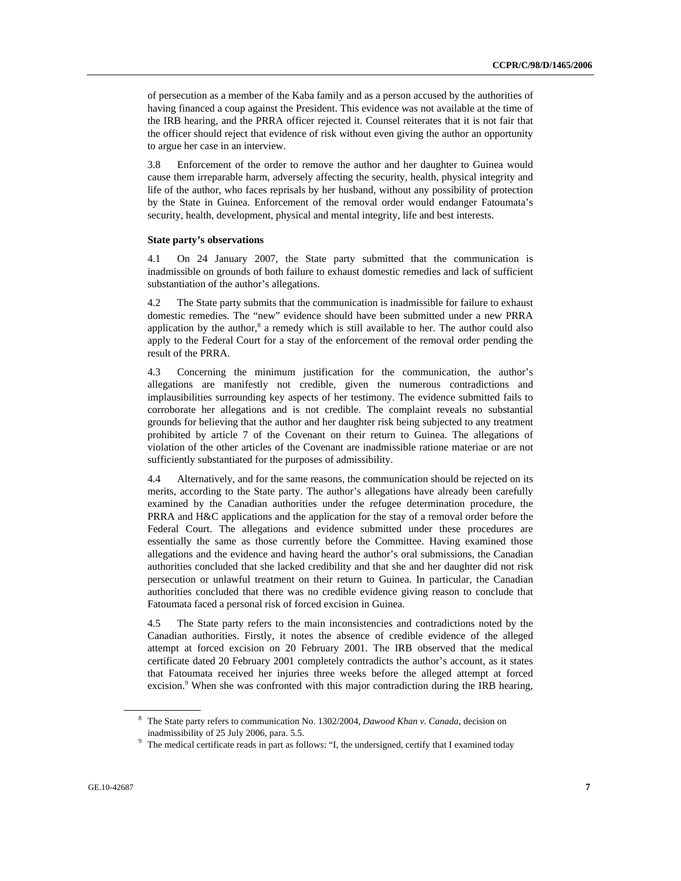of persecution as a member of the Kaba family and as a person accused by the authorities of having financed a coup against the President. This evidence was not available at the time of the IRB hearing, and the PRRA officer rejected it. Counsel reiterates that it is not fair that the officer should reject that evidence of risk without even giving the author an opportunity to argue her case in an interview.

3.8 Enforcement of the order to remove the author and her daughter to Guinea would cause them irreparable harm, adversely affecting the security, health, physical integrity and life of the author, who faces reprisals by her husband, without any possibility of protection by the State in Guinea. Enforcement of the removal order would endanger Fatoumata's security, health, development, physical and mental integrity, life and best interests.

**State party's observations**

4.1 On 24 January 2007, the State party submitted that the communication is inadmissible on grounds of both failure to exhaust domestic remedies and lack of sufficient substantiation of the author's allegations.

4.2 The State party submits that the communication is inadmissible for failure to exhaust domestic remedies. The "new" evidence should have been submitted under a new PRRA application by the author,[8] a remedy which is still available to her. The author could also apply to the Federal Court for a stay of the enforcement of the removal order pending the result of the PRRA.

4.3 Concerning the minimum justification for the communication, the author's allegations are manifestly not credible, given the numerous contradictions and implausibilities surrounding key aspects of her testimony. The evidence submitted fails to corroborate her allegations and is not credible. The complaint reveals no substantial grounds for believing that the author and her daughter risk being subjected to any treatment prohibited by article 7 of the Covenant on their return to Guinea. The allegations of violation of the other articles of the Covenant are inadmissible ratione materiae or are not sufficiently substantiated for the purposes of admissibility.

4.4 Alternatively, and for the same reasons, the communication should be rejected on its merits, according to the State party. The author's allegations have already been carefully examined by the Canadian authorities under the refugee determination procedure, the PRRA and H&C applications and the application for the stay of a removal order before the Federal Court. The allegations and evidence submitted under these procedures are essentially the same as those currently before the Committee. Having examined those allegations and the evidence and having heard the author's oral submissions, the Canadian authorities concluded that she lacked credibility and that she and her daughter did not risk persecution or unlawful treatment on their return to Guinea. In particular, the Canadian authorities concluded that there was no credible evidence giving reason to conclude that Fatoumata faced a personal risk of forced excision in Guinea.

4.5 The State party refers to the main inconsistencies and contradictions noted by the Canadian authorities. Firstly, it notes the absence of credible evidence of the alleged attempt at forced excision on 20 February 2001. The IRB observed that the medical certificate dated 20 February 2001 completely contradicts the author's account, as it states that Fatoumata received her injuries three weeks before the alleged attempt at forced excision.[9] When she was confronted with this major contradiction during the IRB hearing,

[8] The State party refers to communication No. 1302/2004, *Dawood Khan v. Canada*, decision on inadmissibility of 25 July 2006, para. 5.5.

[9] The medical certificate reads in part as follows: "I, the undersigned, certify that I examined today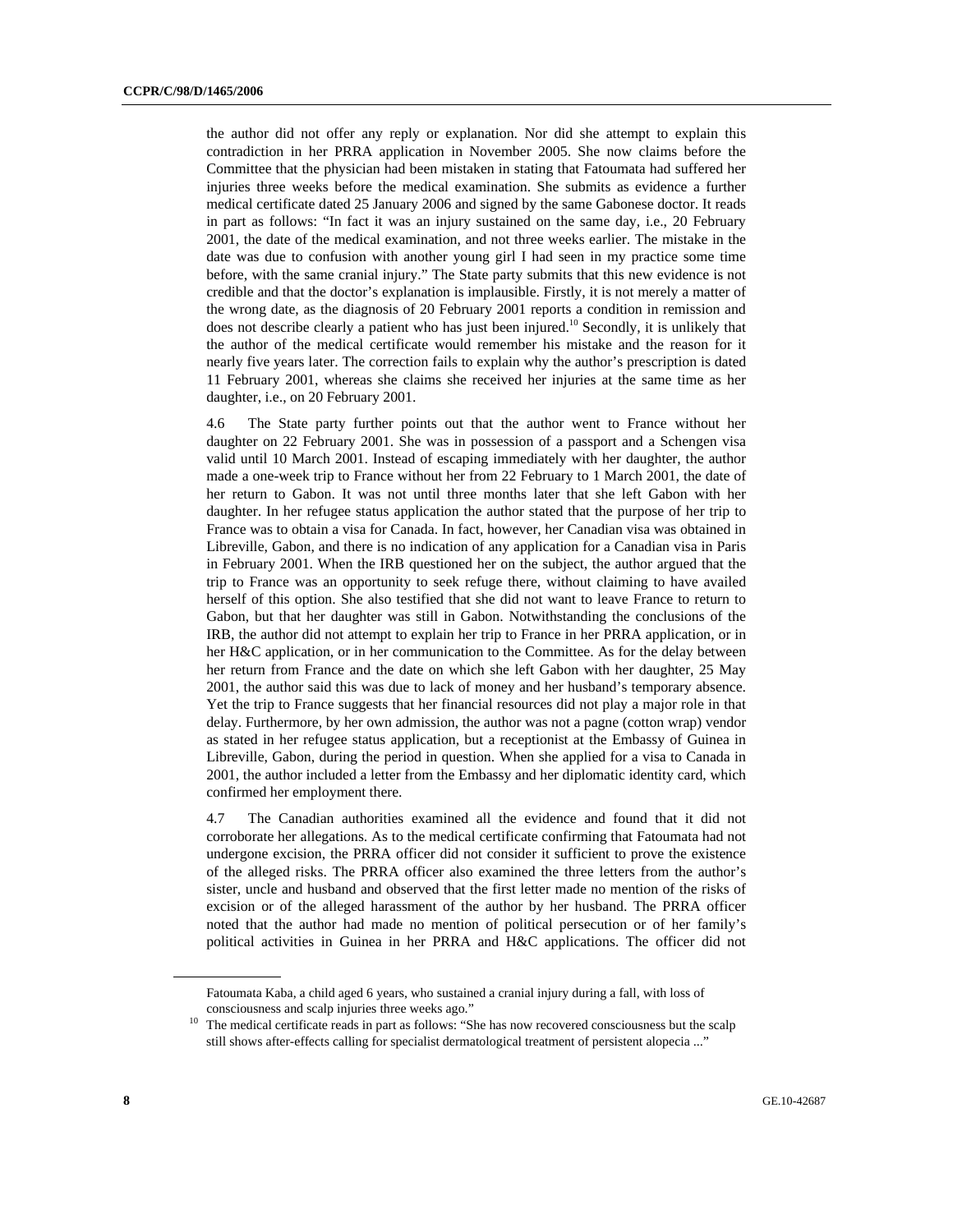the author did not offer any reply or explanation. Nor did she attempt to explain this contradiction in her PRRA application in November 2005. She now claims before the Committee that the physician had been mistaken in stating that Fatoumata had suffered her injuries three weeks before the medical examination. She submits as evidence a further medical certificate dated 25 January 2006 and signed by the same Gabonese doctor. It reads in part as follows: "In fact it was an injury sustained on the same day, i.e., 20 February 2001, the date of the medical examination, and not three weeks earlier. The mistake in the date was due to confusion with another young girl I had seen in my practice some time before, with the same cranial injury." The State party submits that this new evidence is not credible and that the doctor's explanation is implausible. Firstly, it is not merely a matter of the wrong date, as the diagnosis of 20 February 2001 reports a condition in remission and does not describe clearly a patient who has just been injured.[10] Secondly, it is unlikely that the author of the medical certificate would remember his mistake and the reason for it nearly five years later. The correction fails to explain why the author's prescription is dated 11 February 2001, whereas she claims she received her injuries at the same time as her daughter, i.e., on 20 February 2001.

4.6 The State party further points out that the author went to France without her daughter on 22 February 2001. She was in possession of a passport and a Schengen visa valid until 10 March 2001. Instead of escaping immediately with her daughter, the author made a one-week trip to France without her from 22 February to 1 March 2001, the date of her return to Gabon. It was not until three months later that she left Gabon with her daughter. In her refugee status application the author stated that the purpose of her trip to France was to obtain a visa for Canada. In fact, however, her Canadian visa was obtained in Libreville, Gabon, and there is no indication of any application for a Canadian visa in Paris in February 2001. When the IRB questioned her on the subject, the author argued that the trip to France was an opportunity to seek refuge there, without claiming to have availed herself of this option. She also testified that she did not want to leave France to return to Gabon, but that her daughter was still in Gabon. Notwithstanding the conclusions of the IRB, the author did not attempt to explain her trip to France in her PRRA application, or in her H&C application, or in her communication to the Committee. As for the delay between her return from France and the date on which she left Gabon with her daughter, 25 May 2001, the author said this was due to lack of money and her husband's temporary absence. Yet the trip to France suggests that her financial resources did not play a major role in that delay. Furthermore, by her own admission, the author was not a pagne (cotton wrap) vendor as stated in her refugee status application, but a receptionist at the Embassy of Guinea in Libreville, Gabon, during the period in question. When she applied for a visa to Canada in 2001, the author included a letter from the Embassy and her diplomatic identity card, which confirmed her employment there.

4.7 The Canadian authorities examined all the evidence and found that it did not corroborate her allegations. As to the medical certificate confirming that Fatoumata had not undergone excision, the PRRA officer did not consider it sufficient to prove the existence of the alleged risks. The PRRA officer also examined the three letters from the author's sister, uncle and husband and observed that the first letter made no mention of the risks of excision or of the alleged harassment of the author by her husband. The PRRA officer noted that the author had made no mention of political persecution or of her family's political activities in Guinea in her PRRA and H&C applications. The officer did not

---

Fatoumata Kaba, a child aged 6 years, who sustained a cranial injury during a fall, with loss of consciousness and scalp injuries three weeks ago."

[10] The medical certificate reads in part as follows: "She has now recovered consciousness but the scalp still shows after-effects calling for specialist dermatological treatment of persistent alopecia ..."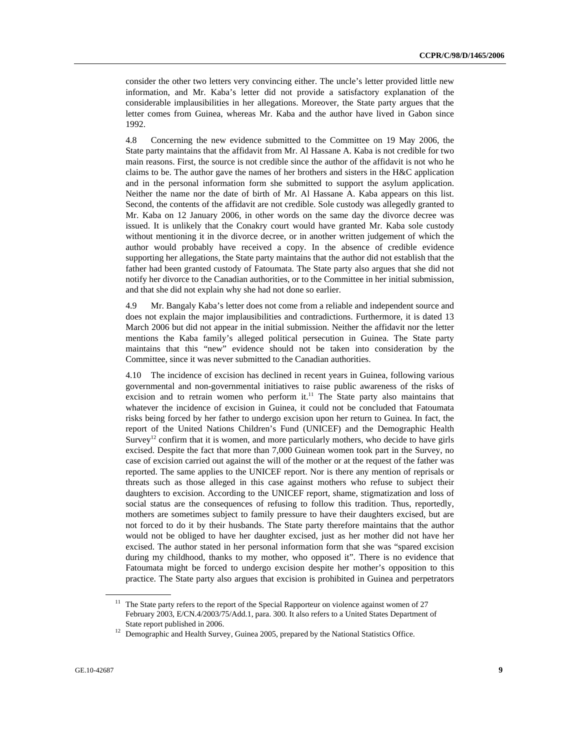consider the other two letters very convincing either. The uncle's letter provided little new information, and Mr. Kaba's letter did not provide a satisfactory explanation of the considerable implausibilities in her allegations. Moreover, the State party argues that the letter comes from Guinea, whereas Mr. Kaba and the author have lived in Gabon since 1992.

4.8 Concerning the new evidence submitted to the Committee on 19 May 2006, the State party maintains that the affidavit from Mr. Al Hassane A. Kaba is not credible for two main reasons. First, the source is not credible since the author of the affidavit is not who he claims to be. The author gave the names of her brothers and sisters in the H&C application and in the personal information form she submitted to support the asylum application. Neither the name nor the date of birth of Mr. Al Hassane A. Kaba appears on this list. Second, the contents of the affidavit are not credible. Sole custody was allegedly granted to Mr. Kaba on 12 January 2006, in other words on the same day the divorce decree was issued. It is unlikely that the Conakry court would have granted Mr. Kaba sole custody without mentioning it in the divorce decree, or in another written judgement of which the author would probably have received a copy. In the absence of credible evidence supporting her allegations, the State party maintains that the author did not establish that the father had been granted custody of Fatoumata. The State party also argues that she did not notify her divorce to the Canadian authorities, or to the Committee in her initial submission, and that she did not explain why she had not done so earlier.

4.9 Mr. Bangaly Kaba's letter does not come from a reliable and independent source and does not explain the major implausibilities and contradictions. Furthermore, it is dated 13 March 2006 but did not appear in the initial submission. Neither the affidavit nor the letter mentions the Kaba family's alleged political persecution in Guinea. The State party maintains that this "new" evidence should not be taken into consideration by the Committee, since it was never submitted to the Canadian authorities.

4.10 The incidence of excision has declined in recent years in Guinea, following various governmental and non-governmental initiatives to raise public awareness of the risks of excision and to retrain women who perform it.[11] The State party also maintains that whatever the incidence of excision in Guinea, it could not be concluded that Fatoumata risks being forced by her father to undergo excision upon her return to Guinea. In fact, the report of the United Nations Children's Fund (UNICEF) and the Demographic Health Survey[12] confirm that it is women, and more particularly mothers, who decide to have girls excised. Despite the fact that more than 7,000 Guinean women took part in the Survey, no case of excision carried out against the will of the mother or at the request of the father was reported. The same applies to the UNICEF report. Nor is there any mention of reprisals or threats such as those alleged in this case against mothers who refuse to subject their daughters to excision. According to the UNICEF report, shame, stigmatization and loss of social status are the consequences of refusing to follow this tradition. Thus, reportedly, mothers are sometimes subject to family pressure to have their daughters excised, but are not forced to do it by their husbands. The State party therefore maintains that the author would not be obliged to have her daughter excised, just as her mother did not have her excised. The author stated in her personal information form that she was "spared excision during my childhood, thanks to my mother, who opposed it". There is no evidence that Fatoumata might be forced to undergo excision despite her mother's opposition to this practice. The State party also argues that excision is prohibited in Guinea and perpetrators

[11] The State party refers to the report of the Special Rapporteur on violence against women of 27 February 2003, E/CN.4/2003/75/Add.1, para. 300. It also refers to a United States Department of State report published in 2006.

[12] Demographic and Health Survey, Guinea 2005, prepared by the National Statistics Office.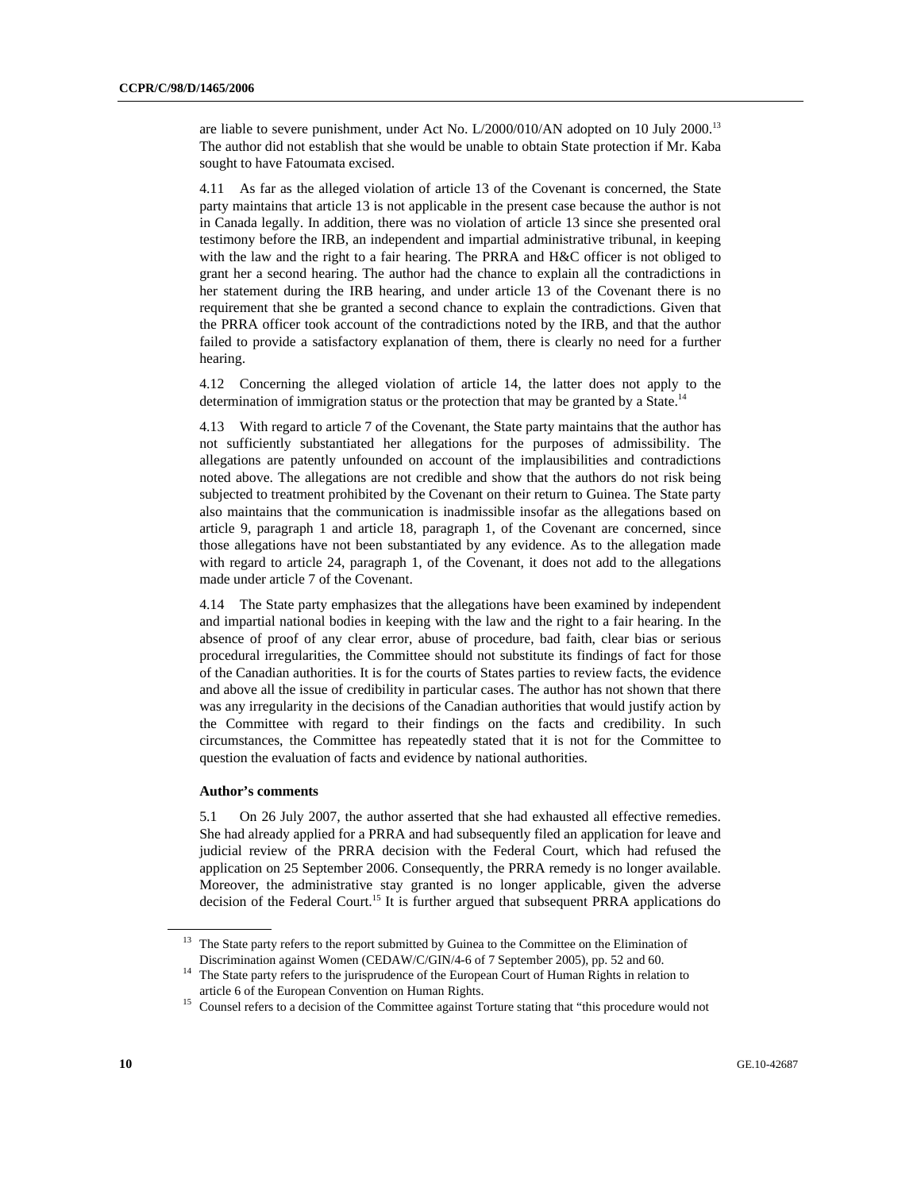are liable to severe punishment, under Act No. L/2000/010/AN adopted on 10 July 2000.[13] The author did not establish that she would be unable to obtain State protection if Mr. Kaba sought to have Fatoumata excised.

4.11 As far as the alleged violation of article 13 of the Covenant is concerned, the State party maintains that article 13 is not applicable in the present case because the author is not in Canada legally. In addition, there was no violation of article 13 since she presented oral testimony before the IRB, an independent and impartial administrative tribunal, in keeping with the law and the right to a fair hearing. The PRRA and H&C officer is not obliged to grant her a second hearing. The author had the chance to explain all the contradictions in her statement during the IRB hearing, and under article 13 of the Covenant there is no requirement that she be granted a second chance to explain the contradictions. Given that the PRRA officer took account of the contradictions noted by the IRB, and that the author failed to provide a satisfactory explanation of them, there is clearly no need for a further hearing.

4.12 Concerning the alleged violation of article 14, the latter does not apply to the determination of immigration status or the protection that may be granted by a State.[14]

4.13 With regard to article 7 of the Covenant, the State party maintains that the author has not sufficiently substantiated her allegations for the purposes of admissibility. The allegations are patently unfounded on account of the implausibilities and contradictions noted above. The allegations are not credible and show that the authors do not risk being subjected to treatment prohibited by the Covenant on their return to Guinea. The State party also maintains that the communication is inadmissible insofar as the allegations based on article 9, paragraph 1 and article 18, paragraph 1, of the Covenant are concerned, since those allegations have not been substantiated by any evidence. As to the allegation made with regard to article 24, paragraph 1, of the Covenant, it does not add to the allegations made under article 7 of the Covenant.

4.14 The State party emphasizes that the allegations have been examined by independent and impartial national bodies in keeping with the law and the right to a fair hearing. In the absence of proof of any clear error, abuse of procedure, bad faith, clear bias or serious procedural irregularities, the Committee should not substitute its findings of fact for those of the Canadian authorities. It is for the courts of States parties to review facts, the evidence and above all the issue of credibility in particular cases. The author has not shown that there was any irregularity in the decisions of the Canadian authorities that would justify action by the Committee with regard to their findings on the facts and credibility. In such circumstances, the Committee has repeatedly stated that it is not for the Committee to question the evaluation of facts and evidence by national authorities.

**Author's comments**

5.1 On 26 July 2007, the author asserted that she had exhausted all effective remedies. She had already applied for a PRRA and had subsequently filed an application for leave and judicial review of the PRRA decision with the Federal Court, which had refused the application on 25 September 2006. Consequently, the PRRA remedy is no longer available. Moreover, the administrative stay granted is no longer applicable, given the adverse decision of the Federal Court.[15] It is further argued that subsequent PRRA applications do

---

[13] The State party refers to the report submitted by Guinea to the Committee on the Elimination of Discrimination against Women (CEDAW/C/GIN/4-6 of 7 September 2005), pp. 52 and 60.

[14] The State party refers to the jurisprudence of the European Court of Human Rights in relation to article 6 of the European Convention on Human Rights.

[15] Counsel refers to a decision of the Committee against Torture stating that "this procedure would not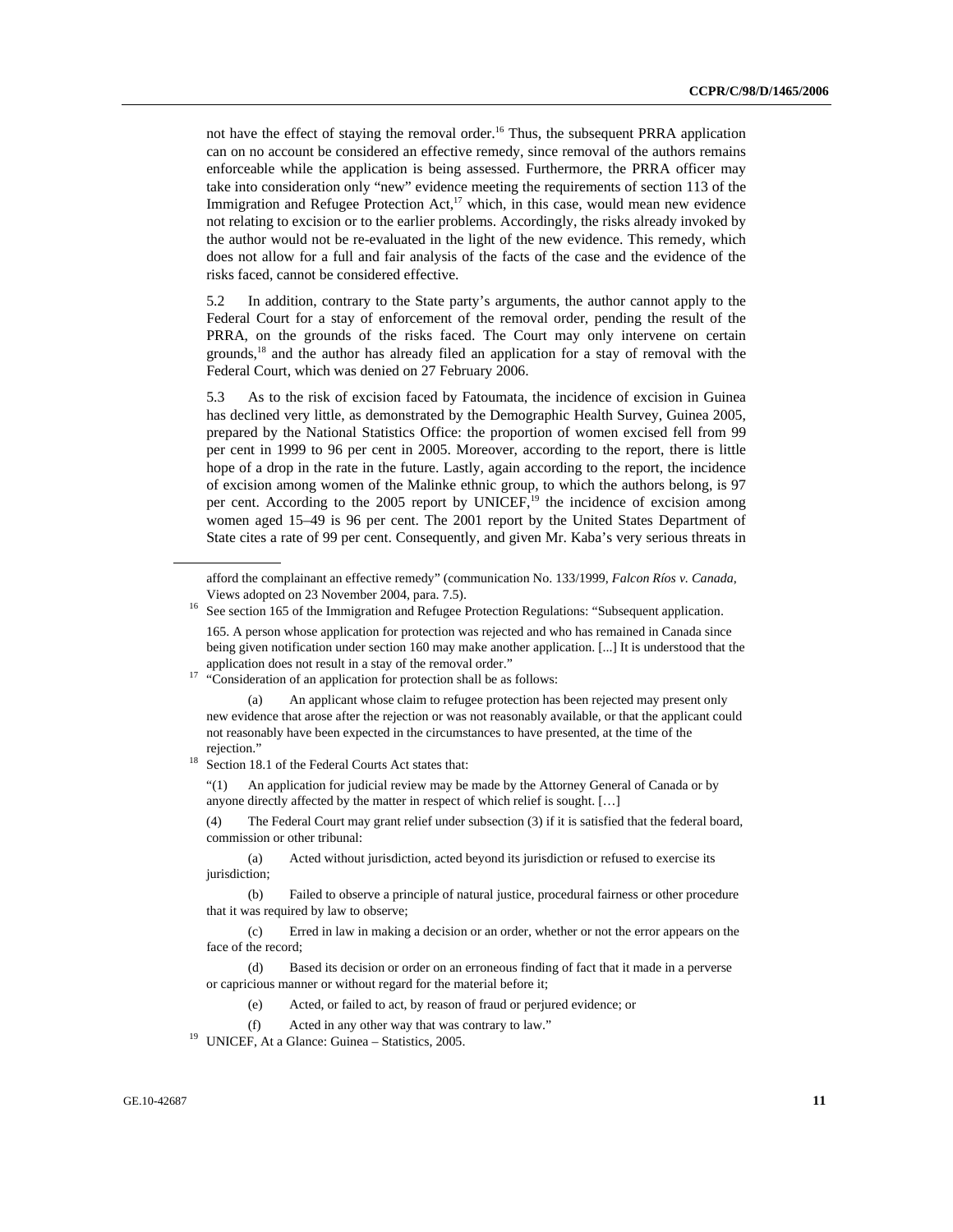not have the effect of staying the removal order.[16] Thus, the subsequent PRRA application can on no account be considered an effective remedy, since removal of the authors remains enforceable while the application is being assessed. Furthermore, the PRRA officer may take into consideration only "new" evidence meeting the requirements of section 113 of the Immigration and Refugee Protection Act,[17] which, in this case, would mean new evidence not relating to excision or to the earlier problems. Accordingly, the risks already invoked by the author would not be re-evaluated in the light of the new evidence. This remedy, which does not allow for a full and fair analysis of the facts of the case and the evidence of the risks faced, cannot be considered effective.

5.2 In addition, contrary to the State party's arguments, the author cannot apply to the Federal Court for a stay of enforcement of the removal order, pending the result of the PRRA, on the grounds of the risks faced. The Court may only intervene on certain grounds,[18] and the author has already filed an application for a stay of removal with the Federal Court, which was denied on 27 February 2006.

5.3 As to the risk of excision faced by Fatoumata, the incidence of excision in Guinea has declined very little, as demonstrated by the Demographic Health Survey, Guinea 2005, prepared by the National Statistics Office: the proportion of women excised fell from 99 per cent in 1999 to 96 per cent in 2005. Moreover, according to the report, there is little hope of a drop in the rate in the future. Lastly, again according to the report, the incidence of excision among women of the Malinke ethnic group, to which the authors belong, is 97 per cent. According to the 2005 report by UNICEF,[19] the incidence of excision among women aged 15–49 is 96 per cent. The 2001 report by the United States Department of State cites a rate of 99 per cent. Consequently, and given Mr. Kaba's very serious threats in

---

afford the complainant an effective remedy" (communication No. 133/1999, *Falcon Ríos v. Canada,* Views adopted on 23 November 2004, para. 7.5).

[16] See section 165 of the Immigration and Refugee Protection Regulations: "Subsequent application.

165. A person whose application for protection was rejected and who has remained in Canada since being given notification under section 160 may make another application. [...] It is understood that the application does not result in a stay of the removal order."

[17] "Consideration of an application for protection shall be as follows:

(a) An applicant whose claim to refugee protection has been rejected may present only new evidence that arose after the rejection or was not reasonably available, or that the applicant could not reasonably have been expected in the circumstances to have presented, at the time of the rejection."

[18] Section 18.1 of the Federal Courts Act states that:

"(1) An application for judicial review may be made by the Attorney General of Canada or by anyone directly affected by the matter in respect of which relief is sought. […]

(4) The Federal Court may grant relief under subsection (3) if it is satisfied that the federal board, commission or other tribunal:

(a) Acted without jurisdiction, acted beyond its jurisdiction or refused to exercise its jurisdiction;

(b) Failed to observe a principle of natural justice, procedural fairness or other procedure that it was required by law to observe;

(c) Erred in law in making a decision or an order, whether or not the error appears on the face of the record;

(d) Based its decision or order on an erroneous finding of fact that it made in a perverse or capricious manner or without regard for the material before it;

(e) Acted, or failed to act, by reason of fraud or perjured evidence; or

(f) Acted in any other way that was contrary to law."

[19] UNICEF, At a Glance: Guinea – Statistics, 2005.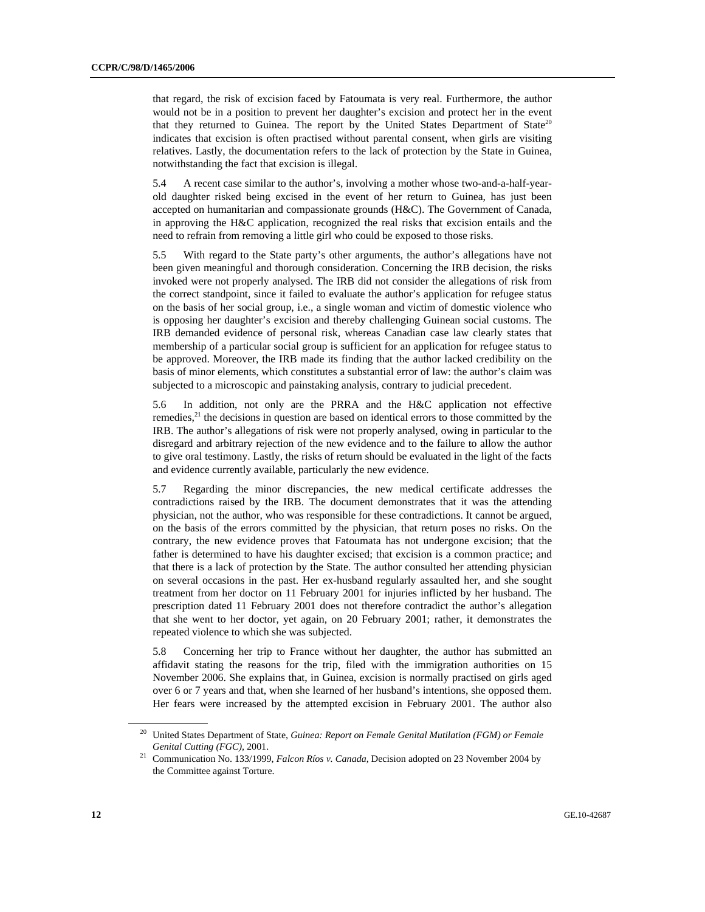that regard, the risk of excision faced by Fatoumata is very real. Furthermore, the author would not be in a position to prevent her daughter's excision and protect her in the event that they returned to Guinea. The report by the United States Department of State[20] indicates that excision is often practised without parental consent, when girls are visiting relatives. Lastly, the documentation refers to the lack of protection by the State in Guinea, notwithstanding the fact that excision is illegal.

5.4 A recent case similar to the author's, involving a mother whose two-and-a-half-year-old daughter risked being excised in the event of her return to Guinea, has just been accepted on humanitarian and compassionate grounds (H&C). The Government of Canada, in approving the H&C application, recognized the real risks that excision entails and the need to refrain from removing a little girl who could be exposed to those risks.

5.5 With regard to the State party's other arguments, the author's allegations have not been given meaningful and thorough consideration. Concerning the IRB decision, the risks invoked were not properly analysed. The IRB did not consider the allegations of risk from the correct standpoint, since it failed to evaluate the author's application for refugee status on the basis of her social group, i.e., a single woman and victim of domestic violence who is opposing her daughter's excision and thereby challenging Guinean social customs. The IRB demanded evidence of personal risk, whereas Canadian case law clearly states that membership of a particular social group is sufficient for an application for refugee status to be approved. Moreover, the IRB made its finding that the author lacked credibility on the basis of minor elements, which constitutes a substantial error of law: the author's claim was subjected to a microscopic and painstaking analysis, contrary to judicial precedent.

5.6 In addition, not only are the PRRA and the H&C application not effective remedies,[21] the decisions in question are based on identical errors to those committed by the IRB. The author's allegations of risk were not properly analysed, owing in particular to the disregard and arbitrary rejection of the new evidence and to the failure to allow the author to give oral testimony. Lastly, the risks of return should be evaluated in the light of the facts and evidence currently available, particularly the new evidence.

5.7 Regarding the minor discrepancies, the new medical certificate addresses the contradictions raised by the IRB. The document demonstrates that it was the attending physician, not the author, who was responsible for these contradictions. It cannot be argued, on the basis of the errors committed by the physician, that return poses no risks. On the contrary, the new evidence proves that Fatoumata has not undergone excision; that the father is determined to have his daughter excised; that excision is a common practice; and that there is a lack of protection by the State. The author consulted her attending physician on several occasions in the past. Her ex-husband regularly assaulted her, and she sought treatment from her doctor on 11 February 2001 for injuries inflicted by her husband. The prescription dated 11 February 2001 does not therefore contradict the author's allegation that she went to her doctor, yet again, on 20 February 2001; rather, it demonstrates the repeated violence to which she was subjected.

5.8 Concerning her trip to France without her daughter, the author has submitted an affidavit stating the reasons for the trip, filed with the immigration authorities on 15 November 2006. She explains that, in Guinea, excision is normally practised on girls aged over 6 or 7 years and that, when she learned of her husband's intentions, she opposed them. Her fears were increased by the attempted excision in February 2001. The author also

[20] United States Department of State, *Guinea: Report on Female Genital Mutilation (FGM) or Female Genital Cutting (FGC)*, 2001.

[21] Communication No. 133/1999, *Falcon Ríos v. Canada*, Decision adopted on 23 November 2004 by the Committee against Torture.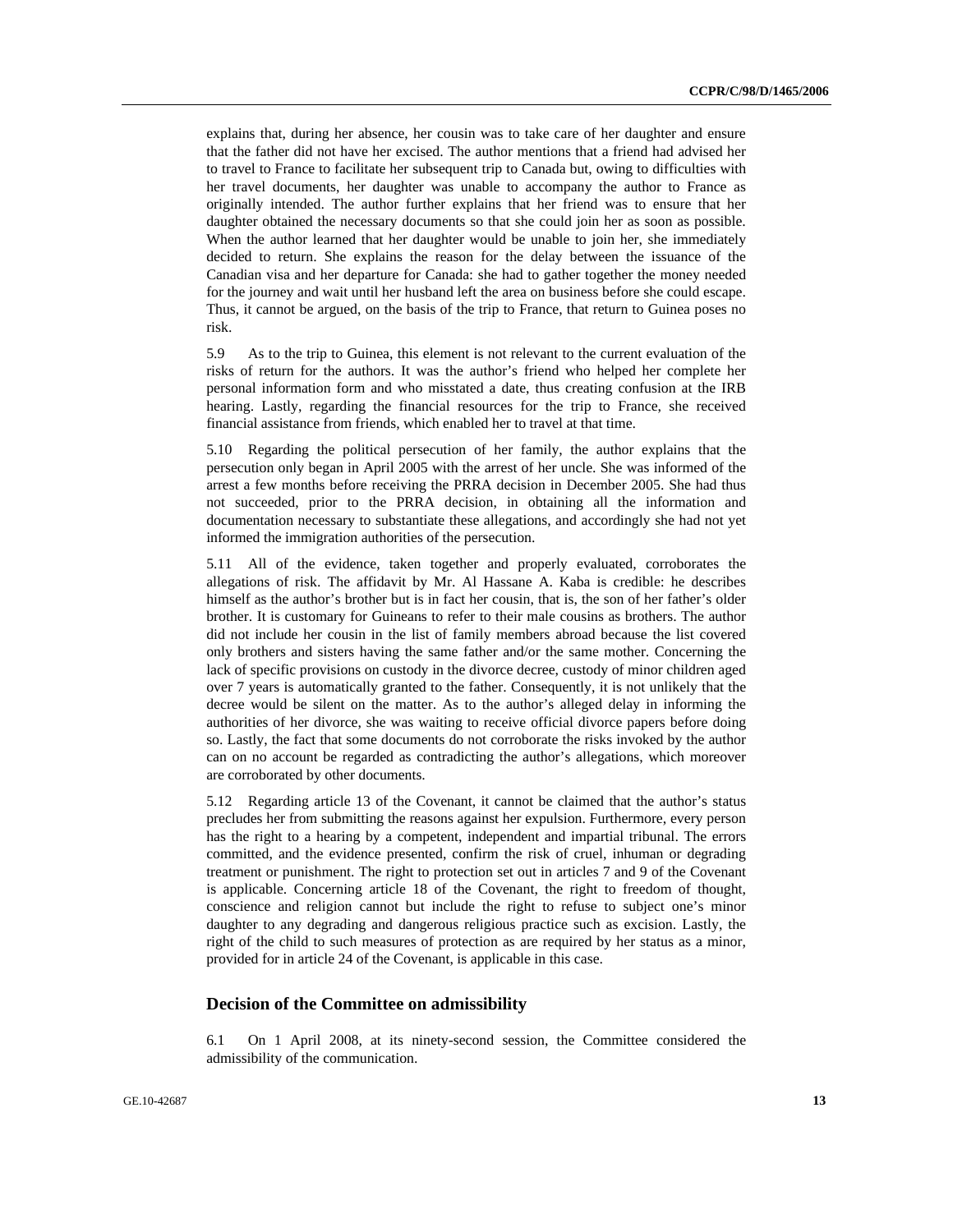explains that, during her absence, her cousin was to take care of her daughter and ensure that the father did not have her excised. The author mentions that a friend had advised her to travel to France to facilitate her subsequent trip to Canada but, owing to difficulties with her travel documents, her daughter was unable to accompany the author to France as originally intended. The author further explains that her friend was to ensure that her daughter obtained the necessary documents so that she could join her as soon as possible. When the author learned that her daughter would be unable to join her, she immediately decided to return. She explains the reason for the delay between the issuance of the Canadian visa and her departure for Canada: she had to gather together the money needed for the journey and wait until her husband left the area on business before she could escape. Thus, it cannot be argued, on the basis of the trip to France, that return to Guinea poses no risk.

5.9 As to the trip to Guinea, this element is not relevant to the current evaluation of the risks of return for the authors. It was the author's friend who helped her complete her personal information form and who misstated a date, thus creating confusion at the IRB hearing. Lastly, regarding the financial resources for the trip to France, she received financial assistance from friends, which enabled her to travel at that time.

5.10 Regarding the political persecution of her family, the author explains that the persecution only began in April 2005 with the arrest of her uncle. She was informed of the arrest a few months before receiving the PRRA decision in December 2005. She had thus not succeeded, prior to the PRRA decision, in obtaining all the information and documentation necessary to substantiate these allegations, and accordingly she had not yet informed the immigration authorities of the persecution.

5.11 All of the evidence, taken together and properly evaluated, corroborates the allegations of risk. The affidavit by Mr. Al Hassane A. Kaba is credible: he describes himself as the author's brother but is in fact her cousin, that is, the son of her father's older brother. It is customary for Guineans to refer to their male cousins as brothers. The author did not include her cousin in the list of family members abroad because the list covered only brothers and sisters having the same father and/or the same mother. Concerning the lack of specific provisions on custody in the divorce decree, custody of minor children aged over 7 years is automatically granted to the father. Consequently, it is not unlikely that the decree would be silent on the matter. As to the author's alleged delay in informing the authorities of her divorce, she was waiting to receive official divorce papers before doing so. Lastly, the fact that some documents do not corroborate the risks invoked by the author can on no account be regarded as contradicting the author's allegations, which moreover are corroborated by other documents.

5.12 Regarding article 13 of the Covenant, it cannot be claimed that the author's status precludes her from submitting the reasons against her expulsion. Furthermore, every person has the right to a hearing by a competent, independent and impartial tribunal. The errors committed, and the evidence presented, confirm the risk of cruel, inhuman or degrading treatment or punishment. The right to protection set out in articles 7 and 9 of the Covenant is applicable. Concerning article 18 of the Covenant, the right to freedom of thought, conscience and religion cannot but include the right to refuse to subject one's minor daughter to any degrading and dangerous religious practice such as excision. Lastly, the right of the child to such measures of protection as are required by her status as a minor, provided for in article 24 of the Covenant, is applicable in this case.

### Decision of the Committee on admissibility

6.1 On 1 April 2008, at its ninety-second session, the Committee considered the admissibility of the communication.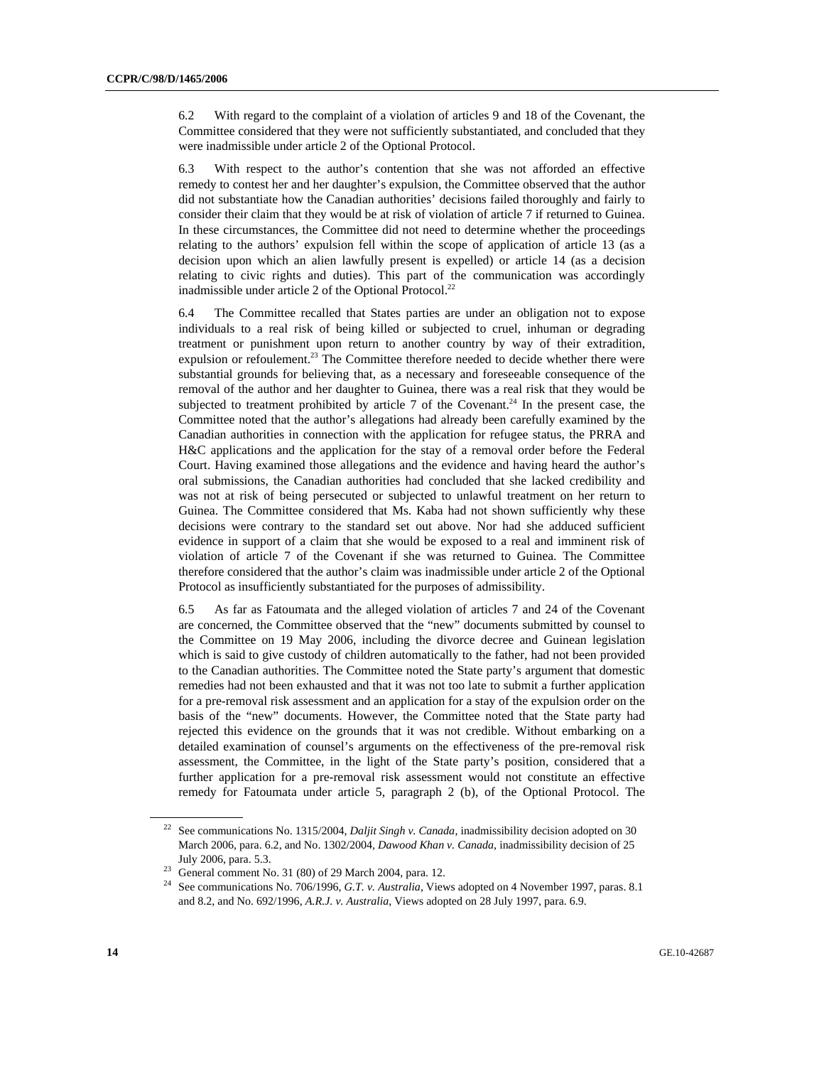6.2 With regard to the complaint of a violation of articles 9 and 18 of the Covenant, the Committee considered that they were not sufficiently substantiated, and concluded that they were inadmissible under article 2 of the Optional Protocol.

6.3 With respect to the author's contention that she was not afforded an effective remedy to contest her and her daughter's expulsion, the Committee observed that the author did not substantiate how the Canadian authorities' decisions failed thoroughly and fairly to consider their claim that they would be at risk of violation of article 7 if returned to Guinea. In these circumstances, the Committee did not need to determine whether the proceedings relating to the authors' expulsion fell within the scope of application of article 13 (as a decision upon which an alien lawfully present is expelled) or article 14 (as a decision relating to civic rights and duties). This part of the communication was accordingly inadmissible under article 2 of the Optional Protocol.[22]

6.4 The Committee recalled that States parties are under an obligation not to expose individuals to a real risk of being killed or subjected to cruel, inhuman or degrading treatment or punishment upon return to another country by way of their extradition, expulsion or refoulement.[23] The Committee therefore needed to decide whether there were substantial grounds for believing that, as a necessary and foreseeable consequence of the removal of the author and her daughter to Guinea, there was a real risk that they would be subjected to treatment prohibited by article 7 of the Covenant.[24] In the present case, the Committee noted that the author's allegations had already been carefully examined by the Canadian authorities in connection with the application for refugee status, the PRRA and H&C applications and the application for the stay of a removal order before the Federal Court. Having examined those allegations and the evidence and having heard the author's oral submissions, the Canadian authorities had concluded that she lacked credibility and was not at risk of being persecuted or subjected to unlawful treatment on her return to Guinea. The Committee considered that Ms. Kaba had not shown sufficiently why these decisions were contrary to the standard set out above. Nor had she adduced sufficient evidence in support of a claim that she would be exposed to a real and imminent risk of violation of article 7 of the Covenant if she was returned to Guinea. The Committee therefore considered that the author's claim was inadmissible under article 2 of the Optional Protocol as insufficiently substantiated for the purposes of admissibility.

6.5 As far as Fatoumata and the alleged violation of articles 7 and 24 of the Covenant are concerned, the Committee observed that the "new" documents submitted by counsel to the Committee on 19 May 2006, including the divorce decree and Guinean legislation which is said to give custody of children automatically to the father, had not been provided to the Canadian authorities. The Committee noted the State party's argument that domestic remedies had not been exhausted and that it was not too late to submit a further application for a pre-removal risk assessment and an application for a stay of the expulsion order on the basis of the "new" documents. However, the Committee noted that the State party had rejected this evidence on the grounds that it was not credible. Without embarking on a detailed examination of counsel's arguments on the effectiveness of the pre-removal risk assessment, the Committee, in the light of the State party's position, considered that a further application for a pre-removal risk assessment would not constitute an effective remedy for Fatoumata under article 5, paragraph 2 (b), of the Optional Protocol. The

[22] See communications No. 1315/2004, *Daljit Singh v. Canada*, inadmissibility decision adopted on 30 March 2006, para. 6.2, and No. 1302/2004, *Dawood Khan v. Canada*, inadmissibility decision of 25 July 2006, para. 5.3.

[23] General comment No. 31 (80) of 29 March 2004, para. 12.

[24] See communications No. 706/1996, *G.T. v. Australia*, Views adopted on 4 November 1997, paras. 8.1 and 8.2, and No. 692/1996, *A.R.J. v. Australia*, Views adopted on 28 July 1997, para. 6.9.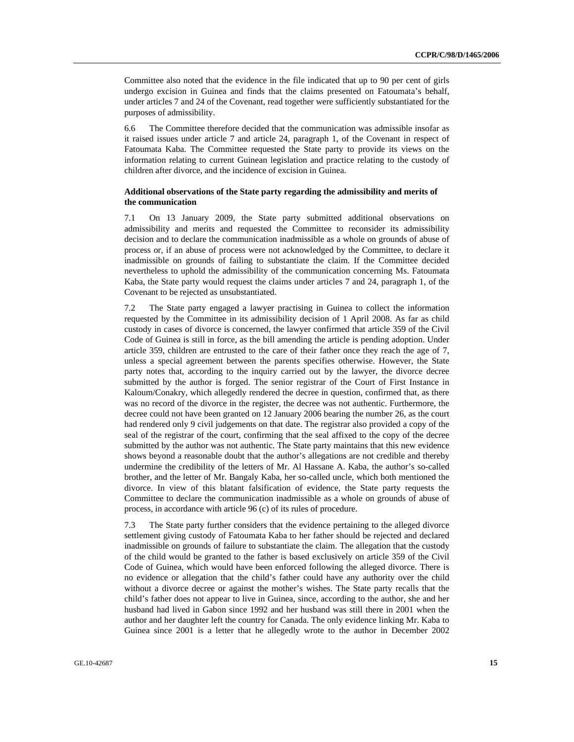Committee also noted that the evidence in the file indicated that up to 90 per cent of girls undergo excision in Guinea and finds that the claims presented on Fatoumata's behalf, under articles 7 and 24 of the Covenant, read together were sufficiently substantiated for the purposes of admissibility.

6.6 The Committee therefore decided that the communication was admissible insofar as it raised issues under article 7 and article 24, paragraph 1, of the Covenant in respect of Fatoumata Kaba. The Committee requested the State party to provide its views on the information relating to current Guinean legislation and practice relating to the custody of children after divorce, and the incidence of excision in Guinea.

**Additional observations of the State party regarding the admissibility and merits of the communication**

7.1 On 13 January 2009, the State party submitted additional observations on admissibility and merits and requested the Committee to reconsider its admissibility decision and to declare the communication inadmissible as a whole on grounds of abuse of process or, if an abuse of process were not acknowledged by the Committee, to declare it inadmissible on grounds of failing to substantiate the claim. If the Committee decided nevertheless to uphold the admissibility of the communication concerning Ms. Fatoumata Kaba, the State party would request the claims under articles 7 and 24, paragraph 1, of the Covenant to be rejected as unsubstantiated.

7.2 The State party engaged a lawyer practising in Guinea to collect the information requested by the Committee in its admissibility decision of 1 April 2008. As far as child custody in cases of divorce is concerned, the lawyer confirmed that article 359 of the Civil Code of Guinea is still in force, as the bill amending the article is pending adoption. Under article 359, children are entrusted to the care of their father once they reach the age of 7, unless a special agreement between the parents specifies otherwise. However, the State party notes that, according to the inquiry carried out by the lawyer, the divorce decree submitted by the author is forged. The senior registrar of the Court of First Instance in Kaloum/Conakry, which allegedly rendered the decree in question, confirmed that, as there was no record of the divorce in the register, the decree was not authentic. Furthermore, the decree could not have been granted on 12 January 2006 bearing the number 26, as the court had rendered only 9 civil judgements on that date. The registrar also provided a copy of the seal of the registrar of the court, confirming that the seal affixed to the copy of the decree submitted by the author was not authentic. The State party maintains that this new evidence shows beyond a reasonable doubt that the author's allegations are not credible and thereby undermine the credibility of the letters of Mr. Al Hassane A. Kaba, the author's so-called brother, and the letter of Mr. Bangaly Kaba, her so-called uncle, which both mentioned the divorce. In view of this blatant falsification of evidence, the State party requests the Committee to declare the communication inadmissible as a whole on grounds of abuse of process, in accordance with article 96 (c) of its rules of procedure.

7.3 The State party further considers that the evidence pertaining to the alleged divorce settlement giving custody of Fatoumata Kaba to her father should be rejected and declared inadmissible on grounds of failure to substantiate the claim. The allegation that the custody of the child would be granted to the father is based exclusively on article 359 of the Civil Code of Guinea, which would have been enforced following the alleged divorce. There is no evidence or allegation that the child's father could have any authority over the child without a divorce decree or against the mother's wishes. The State party recalls that the child's father does not appear to live in Guinea, since, according to the author, she and her husband had lived in Gabon since 1992 and her husband was still there in 2001 when the author and her daughter left the country for Canada. The only evidence linking Mr. Kaba to Guinea since 2001 is a letter that he allegedly wrote to the author in December 2002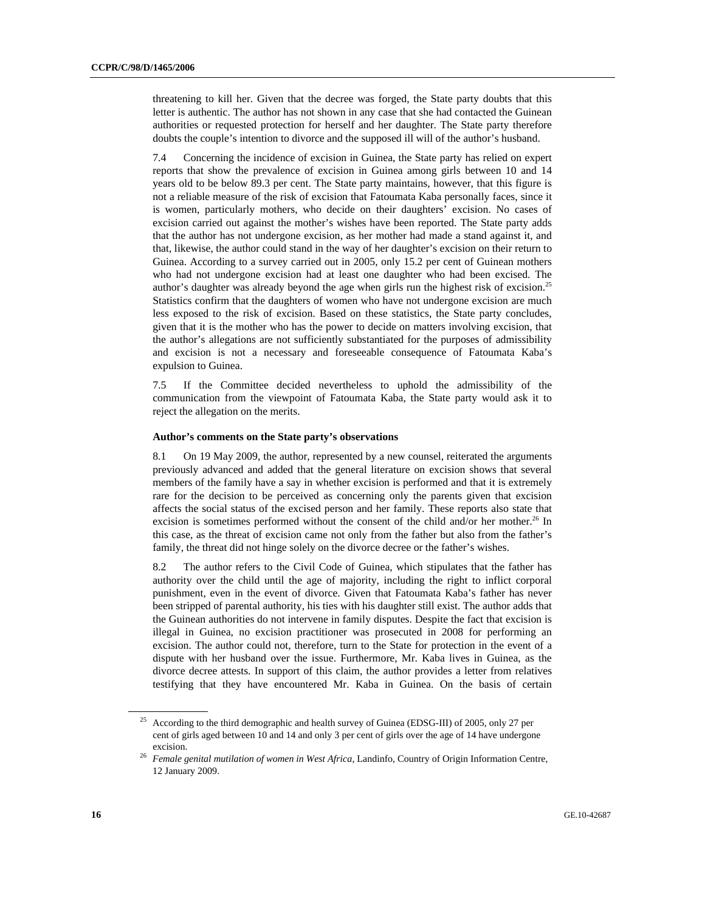threatening to kill her. Given that the decree was forged, the State party doubts that this letter is authentic. The author has not shown in any case that she had contacted the Guinean authorities or requested protection for herself and her daughter. The State party therefore doubts the couple's intention to divorce and the supposed ill will of the author's husband.

7.4 Concerning the incidence of excision in Guinea, the State party has relied on expert reports that show the prevalence of excision in Guinea among girls between 10 and 14 years old to be below 89.3 per cent. The State party maintains, however, that this figure is not a reliable measure of the risk of excision that Fatoumata Kaba personally faces, since it is women, particularly mothers, who decide on their daughters' excision. No cases of excision carried out against the mother's wishes have been reported. The State party adds that the author has not undergone excision, as her mother had made a stand against it, and that, likewise, the author could stand in the way of her daughter's excision on their return to Guinea. According to a survey carried out in 2005, only 15.2 per cent of Guinean mothers who had not undergone excision had at least one daughter who had been excised. The author's daughter was already beyond the age when girls run the highest risk of excision.[25] Statistics confirm that the daughters of women who have not undergone excision are much less exposed to the risk of excision. Based on these statistics, the State party concludes, given that it is the mother who has the power to decide on matters involving excision, that the author's allegations are not sufficiently substantiated for the purposes of admissibility and excision is not a necessary and foreseeable consequence of Fatoumata Kaba's expulsion to Guinea.

7.5 If the Committee decided nevertheless to uphold the admissibility of the communication from the viewpoint of Fatoumata Kaba, the State party would ask it to reject the allegation on the merits.

#### Author's comments on the State party's observations

8.1 On 19 May 2009, the author, represented by a new counsel, reiterated the arguments previously advanced and added that the general literature on excision shows that several members of the family have a say in whether excision is performed and that it is extremely rare for the decision to be perceived as concerning only the parents given that excision affects the social status of the excised person and her family. These reports also state that excision is sometimes performed without the consent of the child and/or her mother.[26] In this case, as the threat of excision came not only from the father but also from the father's family, the threat did not hinge solely on the divorce decree or the father's wishes.

8.2 The author refers to the Civil Code of Guinea, which stipulates that the father has authority over the child until the age of majority, including the right to inflict corporal punishment, even in the event of divorce. Given that Fatoumata Kaba's father has never been stripped of parental authority, his ties with his daughter still exist. The author adds that the Guinean authorities do not intervene in family disputes. Despite the fact that excision is illegal in Guinea, no excision practitioner was prosecuted in 2008 for performing an excision. The author could not, therefore, turn to the State for protection in the event of a dispute with her husband over the issue. Furthermore, Mr. Kaba lives in Guinea, as the divorce decree attests. In support of this claim, the author provides a letter from relatives testifying that they have encountered Mr. Kaba in Guinea. On the basis of certain

---

[25] According to the third demographic and health survey of Guinea (EDSG-III) of 2005, only 27 per cent of girls aged between 10 and 14 and only 3 per cent of girls over the age of 14 have undergone excision.

[26] *Female genital mutilation of women in West Africa*, Landinfo, Country of Origin Information Centre, 12 January 2009.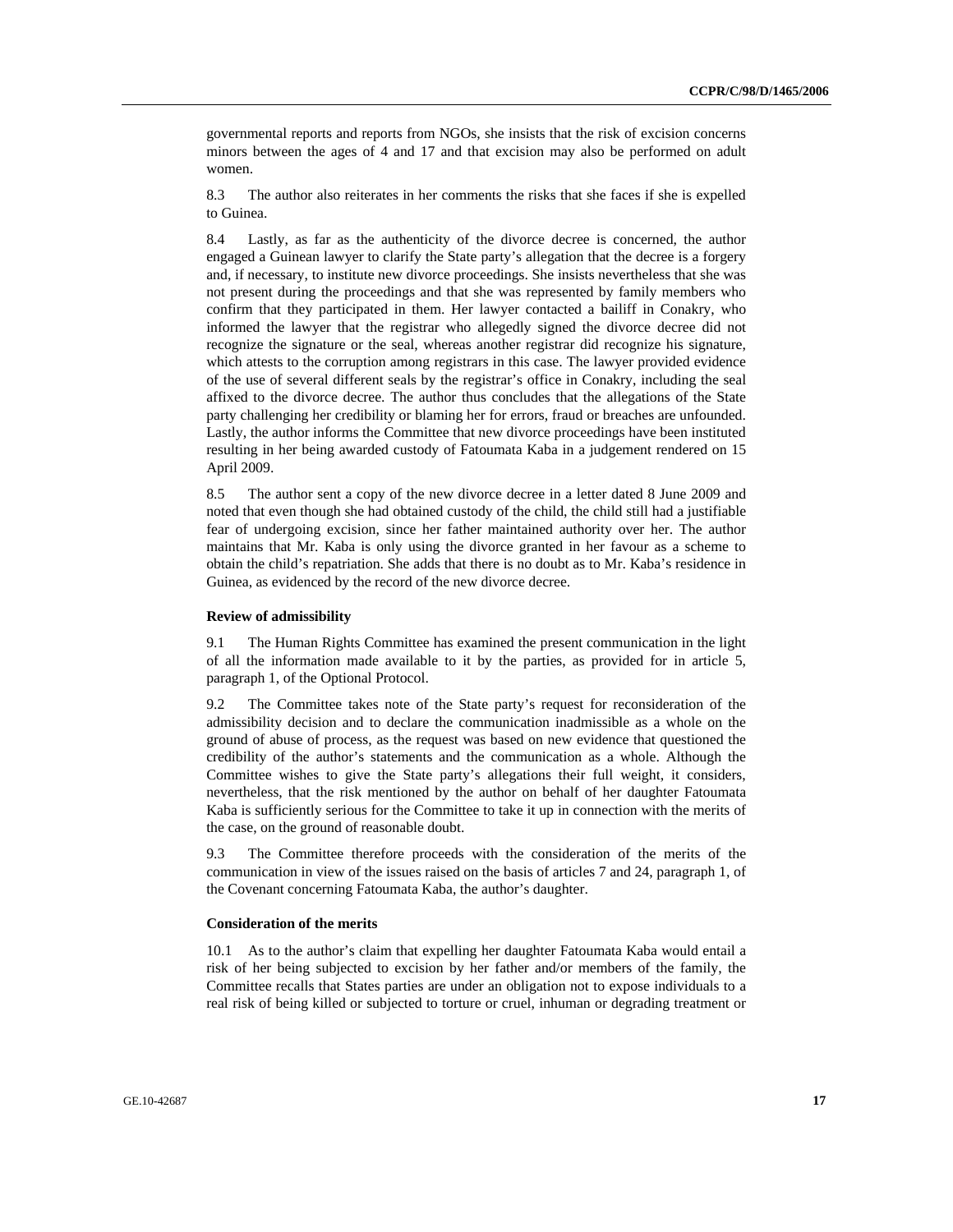governmental reports and reports from NGOs, she insists that the risk of excision concerns minors between the ages of 4 and 17 and that excision may also be performed on adult women.

8.3 The author also reiterates in her comments the risks that she faces if she is expelled to Guinea.

8.4 Lastly, as far as the authenticity of the divorce decree is concerned, the author engaged a Guinean lawyer to clarify the State party's allegation that the decree is a forgery and, if necessary, to institute new divorce proceedings. She insists nevertheless that she was not present during the proceedings and that she was represented by family members who confirm that they participated in them. Her lawyer contacted a bailiff in Conakry, who informed the lawyer that the registrar who allegedly signed the divorce decree did not recognize the signature or the seal, whereas another registrar did recognize his signature, which attests to the corruption among registrars in this case. The lawyer provided evidence of the use of several different seals by the registrar's office in Conakry, including the seal affixed to the divorce decree. The author thus concludes that the allegations of the State party challenging her credibility or blaming her for errors, fraud or breaches are unfounded. Lastly, the author informs the Committee that new divorce proceedings have been instituted resulting in her being awarded custody of Fatoumata Kaba in a judgement rendered on 15 April 2009.

8.5 The author sent a copy of the new divorce decree in a letter dated 8 June 2009 and noted that even though she had obtained custody of the child, the child still had a justifiable fear of undergoing excision, since her father maintained authority over her. The author maintains that Mr. Kaba is only using the divorce granted in her favour as a scheme to obtain the child's repatriation. She adds that there is no doubt as to Mr. Kaba's residence in Guinea, as evidenced by the record of the new divorce decree.

**Review of admissibility**

9.1 The Human Rights Committee has examined the present communication in the light of all the information made available to it by the parties, as provided for in article 5, paragraph 1, of the Optional Protocol.

9.2 The Committee takes note of the State party's request for reconsideration of the admissibility decision and to declare the communication inadmissible as a whole on the ground of abuse of process, as the request was based on new evidence that questioned the credibility of the author's statements and the communication as a whole. Although the Committee wishes to give the State party's allegations their full weight, it considers, nevertheless, that the risk mentioned by the author on behalf of her daughter Fatoumata Kaba is sufficiently serious for the Committee to take it up in connection with the merits of the case, on the ground of reasonable doubt.

9.3 The Committee therefore proceeds with the consideration of the merits of the communication in view of the issues raised on the basis of articles 7 and 24, paragraph 1, of the Covenant concerning Fatoumata Kaba, the author's daughter.

**Consideration of the merits**

10.1 As to the author's claim that expelling her daughter Fatoumata Kaba would entail a risk of her being subjected to excision by her father and/or members of the family, the Committee recalls that States parties are under an obligation not to expose individuals to a real risk of being killed or subjected to torture or cruel, inhuman or degrading treatment or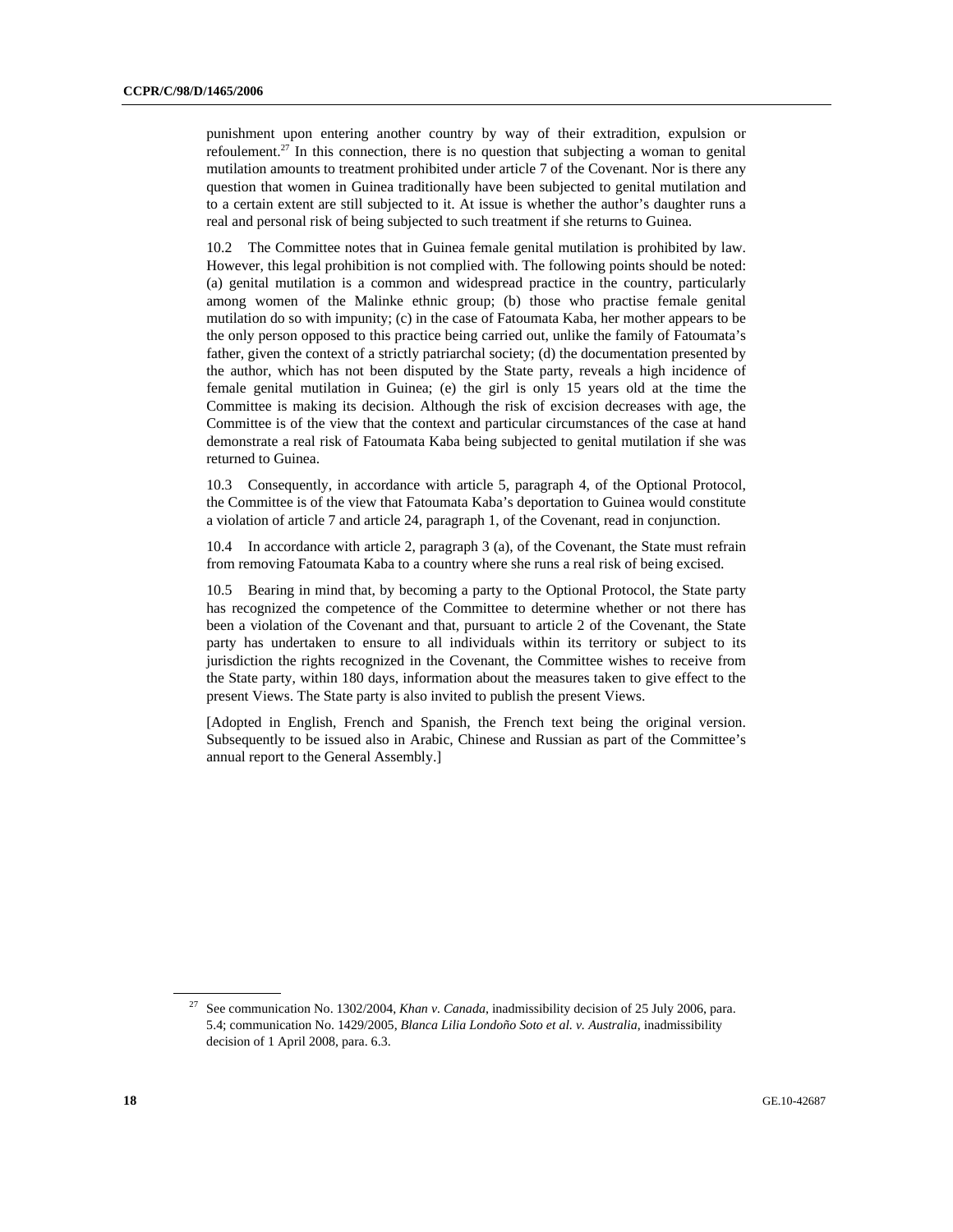punishment upon entering another country by way of their extradition, expulsion or refoulement.[27] In this connection, there is no question that subjecting a woman to genital mutilation amounts to treatment prohibited under article 7 of the Covenant. Nor is there any question that women in Guinea traditionally have been subjected to genital mutilation and to a certain extent are still subjected to it. At issue is whether the author's daughter runs a real and personal risk of being subjected to such treatment if she returns to Guinea.

10.2 The Committee notes that in Guinea female genital mutilation is prohibited by law. However, this legal prohibition is not complied with. The following points should be noted: (a) genital mutilation is a common and widespread practice in the country, particularly among women of the Malinke ethnic group; (b) those who practise female genital mutilation do so with impunity; (c) in the case of Fatoumata Kaba, her mother appears to be the only person opposed to this practice being carried out, unlike the family of Fatoumata's father, given the context of a strictly patriarchal society; (d) the documentation presented by the author, which has not been disputed by the State party, reveals a high incidence of female genital mutilation in Guinea; (e) the girl is only 15 years old at the time the Committee is making its decision. Although the risk of excision decreases with age, the Committee is of the view that the context and particular circumstances of the case at hand demonstrate a real risk of Fatoumata Kaba being subjected to genital mutilation if she was returned to Guinea.

10.3 Consequently, in accordance with article 5, paragraph 4, of the Optional Protocol, the Committee is of the view that Fatoumata Kaba's deportation to Guinea would constitute a violation of article 7 and article 24, paragraph 1, of the Covenant, read in conjunction.

10.4 In accordance with article 2, paragraph 3 (a), of the Covenant, the State must refrain from removing Fatoumata Kaba to a country where she runs a real risk of being excised.

10.5 Bearing in mind that, by becoming a party to the Optional Protocol, the State party has recognized the competence of the Committee to determine whether or not there has been a violation of the Covenant and that, pursuant to article 2 of the Covenant, the State party has undertaken to ensure to all individuals within its territory or subject to its jurisdiction the rights recognized in the Covenant, the Committee wishes to receive from the State party, within 180 days, information about the measures taken to give effect to the present Views. The State party is also invited to publish the present Views.

[Adopted in English, French and Spanish, the French text being the original version. Subsequently to be issued also in Arabic, Chinese and Russian as part of the Committee's annual report to the General Assembly.]

---

[27] See communication No. 1302/2004, *Khan v. Canada*, inadmissibility decision of 25 July 2006, para. 5.4; communication No. 1429/2005, *Blanca Lilia Londoño Soto et al. v. Australia*, inadmissibility decision of 1 April 2008, para. 6.3.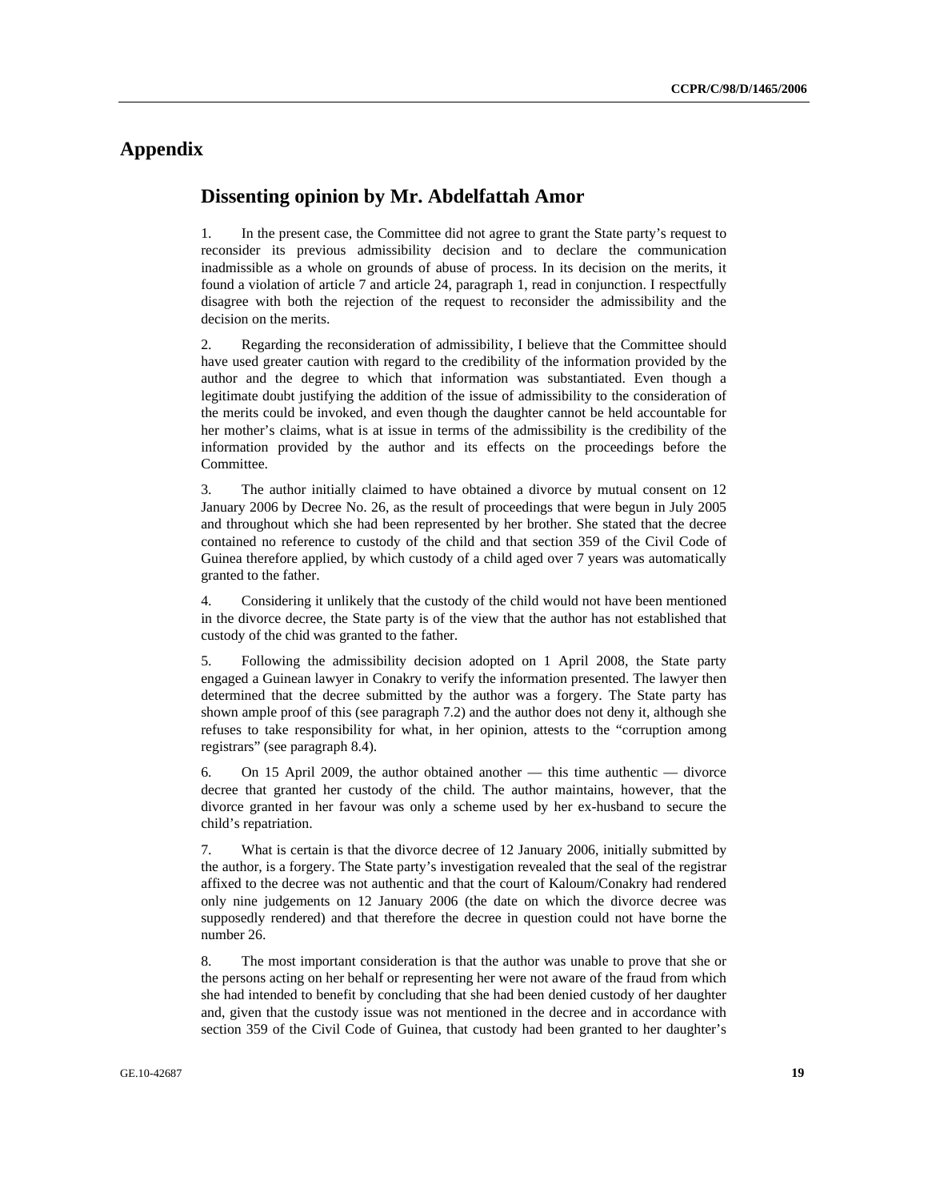# Appendix

## Dissenting opinion by Mr. Abdelfattah Amor

1. In the present case, the Committee did not agree to grant the State party's request to reconsider its previous admissibility decision and to declare the communication inadmissible as a whole on grounds of abuse of process. In its decision on the merits, it found a violation of article 7 and article 24, paragraph 1, read in conjunction. I respectfully disagree with both the rejection of the request to reconsider the admissibility and the decision on the merits.

2. Regarding the reconsideration of admissibility, I believe that the Committee should have used greater caution with regard to the credibility of the information provided by the author and the degree to which that information was substantiated. Even though a legitimate doubt justifying the addition of the issue of admissibility to the consideration of the merits could be invoked, and even though the daughter cannot be held accountable for her mother's claims, what is at issue in terms of the admissibility is the credibility of the information provided by the author and its effects on the proceedings before the Committee.

3. The author initially claimed to have obtained a divorce by mutual consent on 12 January 2006 by Decree No. 26, as the result of proceedings that were begun in July 2005 and throughout which she had been represented by her brother. She stated that the decree contained no reference to custody of the child and that section 359 of the Civil Code of Guinea therefore applied, by which custody of a child aged over 7 years was automatically granted to the father.

4. Considering it unlikely that the custody of the child would not have been mentioned in the divorce decree, the State party is of the view that the author has not established that custody of the chid was granted to the father.

5. Following the admissibility decision adopted on 1 April 2008, the State party engaged a Guinean lawyer in Conakry to verify the information presented. The lawyer then determined that the decree submitted by the author was a forgery. The State party has shown ample proof of this (see paragraph 7.2) and the author does not deny it, although she refuses to take responsibility for what, in her opinion, attests to the "corruption among registrars" (see paragraph 8.4).

6. On 15 April 2009, the author obtained another — this time authentic — divorce decree that granted her custody of the child. The author maintains, however, that the divorce granted in her favour was only a scheme used by her ex-husband to secure the child's repatriation.

7. What is certain is that the divorce decree of 12 January 2006, initially submitted by the author, is a forgery. The State party's investigation revealed that the seal of the registrar affixed to the decree was not authentic and that the court of Kaloum/Conakry had rendered only nine judgements on 12 January 2006 (the date on which the divorce decree was supposedly rendered) and that therefore the decree in question could not have borne the number 26.

8. The most important consideration is that the author was unable to prove that she or the persons acting on her behalf or representing her were not aware of the fraud from which she had intended to benefit by concluding that she had been denied custody of her daughter and, given that the custody issue was not mentioned in the decree and in accordance with section 359 of the Civil Code of Guinea, that custody had been granted to her daughter's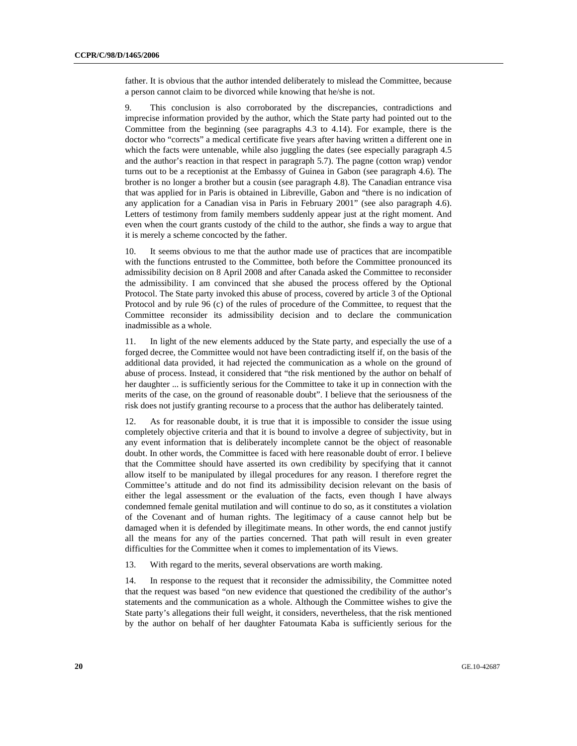father. It is obvious that the author intended deliberately to mislead the Committee, because a person cannot claim to be divorced while knowing that he/she is not.

9. This conclusion is also corroborated by the discrepancies, contradictions and imprecise information provided by the author, which the State party had pointed out to the Committee from the beginning (see paragraphs 4.3 to 4.14). For example, there is the doctor who "corrects" a medical certificate five years after having written a different one in which the facts were untenable, while also juggling the dates (see especially paragraph 4.5 and the author's reaction in that respect in paragraph 5.7). The pagne (cotton wrap) vendor turns out to be a receptionist at the Embassy of Guinea in Gabon (see paragraph 4.6). The brother is no longer a brother but a cousin (see paragraph 4.8). The Canadian entrance visa that was applied for in Paris is obtained in Libreville, Gabon and "there is no indication of any application for a Canadian visa in Paris in February 2001" (see also paragraph 4.6). Letters of testimony from family members suddenly appear just at the right moment. And even when the court grants custody of the child to the author, she finds a way to argue that it is merely a scheme concocted by the father.

10. It seems obvious to me that the author made use of practices that are incompatible with the functions entrusted to the Committee, both before the Committee pronounced its admissibility decision on 8 April 2008 and after Canada asked the Committee to reconsider the admissibility. I am convinced that she abused the process offered by the Optional Protocol. The State party invoked this abuse of process, covered by article 3 of the Optional Protocol and by rule 96 (c) of the rules of procedure of the Committee, to request that the Committee reconsider its admissibility decision and to declare the communication inadmissible as a whole.

11. In light of the new elements adduced by the State party, and especially the use of a forged decree, the Committee would not have been contradicting itself if, on the basis of the additional data provided, it had rejected the communication as a whole on the ground of abuse of process. Instead, it considered that "the risk mentioned by the author on behalf of her daughter ... is sufficiently serious for the Committee to take it up in connection with the merits of the case, on the ground of reasonable doubt". I believe that the seriousness of the risk does not justify granting recourse to a process that the author has deliberately tainted.

12. As for reasonable doubt, it is true that it is impossible to consider the issue using completely objective criteria and that it is bound to involve a degree of subjectivity, but in any event information that is deliberately incomplete cannot be the object of reasonable doubt. In other words, the Committee is faced with here reasonable doubt of error. I believe that the Committee should have asserted its own credibility by specifying that it cannot allow itself to be manipulated by illegal procedures for any reason. I therefore regret the Committee's attitude and do not find its admissibility decision relevant on the basis of either the legal assessment or the evaluation of the facts, even though I have always condemned female genital mutilation and will continue to do so, as it constitutes a violation of the Covenant and of human rights. The legitimacy of a cause cannot help but be damaged when it is defended by illegitimate means. In other words, the end cannot justify all the means for any of the parties concerned. That path will result in even greater difficulties for the Committee when it comes to implementation of its Views.

13. With regard to the merits, several observations are worth making.

14. In response to the request that it reconsider the admissibility, the Committee noted that the request was based "on new evidence that questioned the credibility of the author's statements and the communication as a whole. Although the Committee wishes to give the State party's allegations their full weight, it considers, nevertheless, that the risk mentioned by the author on behalf of her daughter Fatoumata Kaba is sufficiently serious for the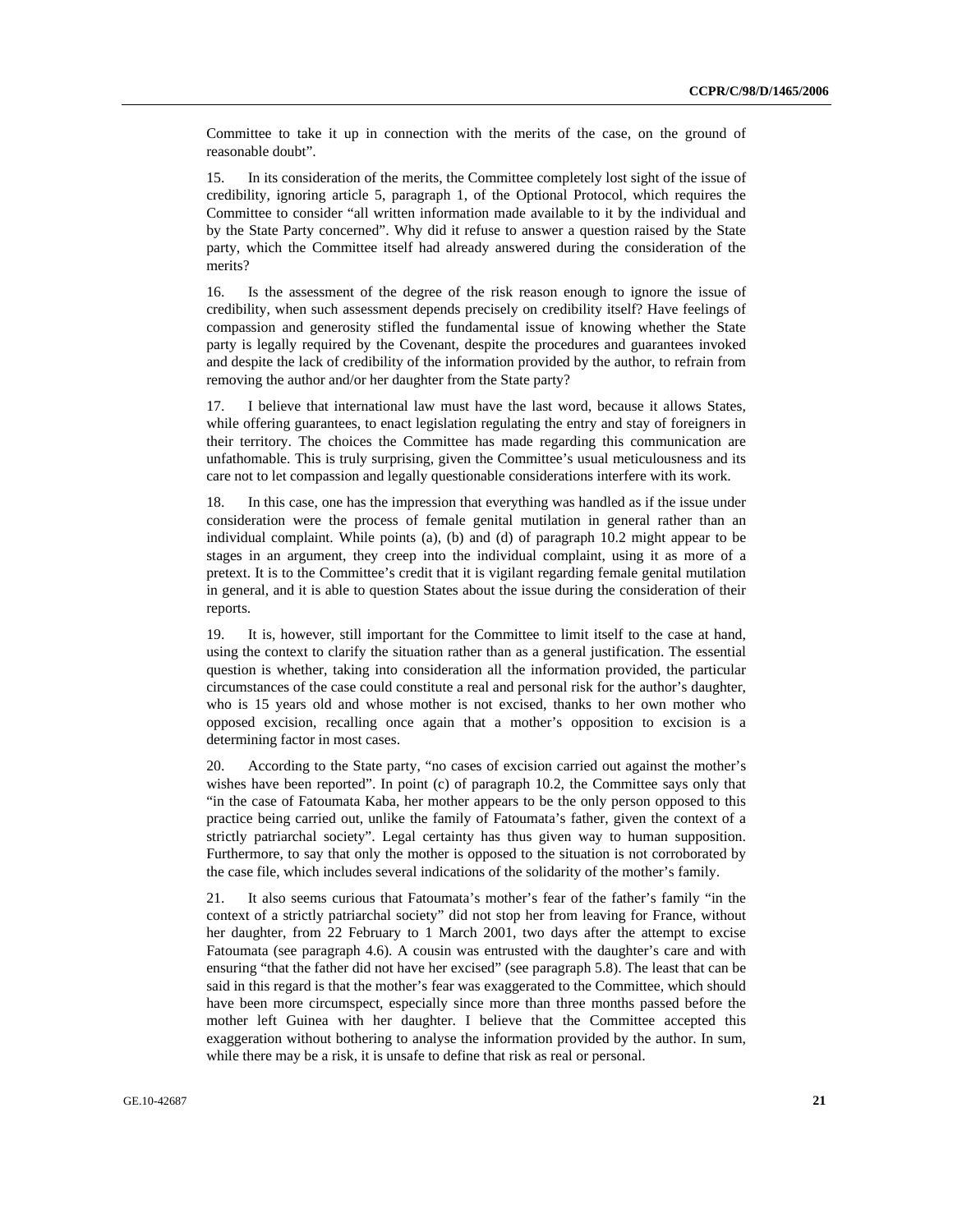Committee to take it up in connection with the merits of the case, on the ground of reasonable doubt".

15. In its consideration of the merits, the Committee completely lost sight of the issue of credibility, ignoring article 5, paragraph 1, of the Optional Protocol, which requires the Committee to consider "all written information made available to it by the individual and by the State Party concerned". Why did it refuse to answer a question raised by the State party, which the Committee itself had already answered during the consideration of the merits?

16. Is the assessment of the degree of the risk reason enough to ignore the issue of credibility, when such assessment depends precisely on credibility itself? Have feelings of compassion and generosity stifled the fundamental issue of knowing whether the State party is legally required by the Covenant, despite the procedures and guarantees invoked and despite the lack of credibility of the information provided by the author, to refrain from removing the author and/or her daughter from the State party?

17. I believe that international law must have the last word, because it allows States, while offering guarantees, to enact legislation regulating the entry and stay of foreigners in their territory. The choices the Committee has made regarding this communication are unfathomable. This is truly surprising, given the Committee's usual meticulousness and its care not to let compassion and legally questionable considerations interfere with its work.

18. In this case, one has the impression that everything was handled as if the issue under consideration were the process of female genital mutilation in general rather than an individual complaint. While points (a), (b) and (d) of paragraph 10.2 might appear to be stages in an argument, they creep into the individual complaint, using it as more of a pretext. It is to the Committee's credit that it is vigilant regarding female genital mutilation in general, and it is able to question States about the issue during the consideration of their reports.

19. It is, however, still important for the Committee to limit itself to the case at hand, using the context to clarify the situation rather than as a general justification. The essential question is whether, taking into consideration all the information provided, the particular circumstances of the case could constitute a real and personal risk for the author's daughter, who is 15 years old and whose mother is not excised, thanks to her own mother who opposed excision, recalling once again that a mother's opposition to excision is a determining factor in most cases.

20. According to the State party, "no cases of excision carried out against the mother's wishes have been reported". In point (c) of paragraph 10.2, the Committee says only that "in the case of Fatoumata Kaba, her mother appears to be the only person opposed to this practice being carried out, unlike the family of Fatoumata's father, given the context of a strictly patriarchal society". Legal certainty has thus given way to human supposition. Furthermore, to say that only the mother is opposed to the situation is not corroborated by the case file, which includes several indications of the solidarity of the mother's family.

21. It also seems curious that Fatoumata's mother's fear of the father's family "in the context of a strictly patriarchal society" did not stop her from leaving for France, without her daughter, from 22 February to 1 March 2001, two days after the attempt to excise Fatoumata (see paragraph 4.6). A cousin was entrusted with the daughter's care and with ensuring "that the father did not have her excised" (see paragraph 5.8). The least that can be said in this regard is that the mother's fear was exaggerated to the Committee, which should have been more circumspect, especially since more than three months passed before the mother left Guinea with her daughter. I believe that the Committee accepted this exaggeration without bothering to analyse the information provided by the author. In sum, while there may be a risk, it is unsafe to define that risk as real or personal.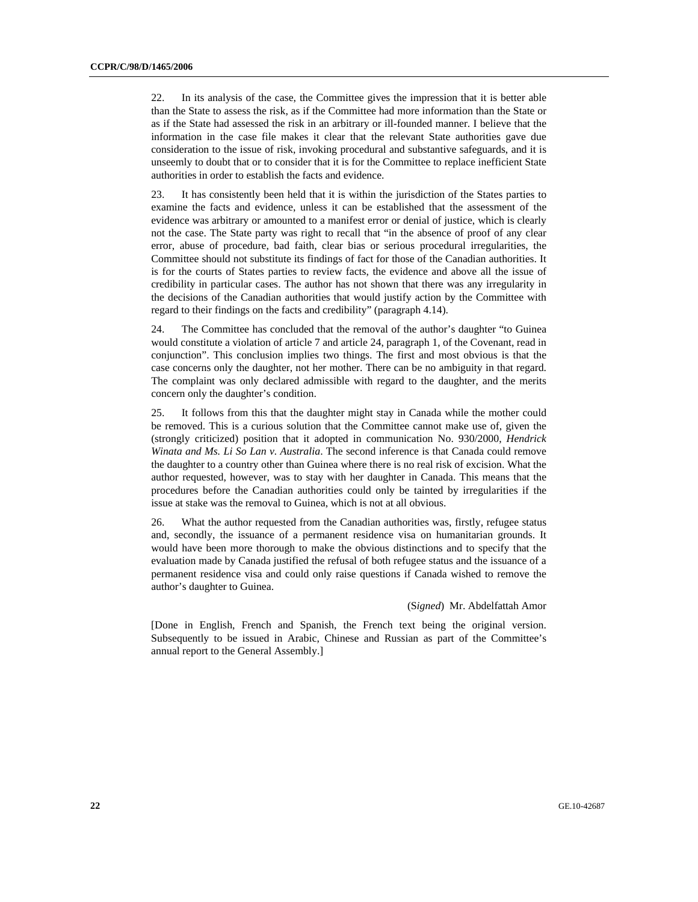22. In its analysis of the case, the Committee gives the impression that it is better able than the State to assess the risk, as if the Committee had more information than the State or as if the State had assessed the risk in an arbitrary or ill-founded manner. I believe that the information in the case file makes it clear that the relevant State authorities gave due consideration to the issue of risk, invoking procedural and substantive safeguards, and it is unseemly to doubt that or to consider that it is for the Committee to replace inefficient State authorities in order to establish the facts and evidence.

23. It has consistently been held that it is within the jurisdiction of the States parties to examine the facts and evidence, unless it can be established that the assessment of the evidence was arbitrary or amounted to a manifest error or denial of justice, which is clearly not the case. The State party was right to recall that "in the absence of proof of any clear error, abuse of procedure, bad faith, clear bias or serious procedural irregularities, the Committee should not substitute its findings of fact for those of the Canadian authorities. It is for the courts of States parties to review facts, the evidence and above all the issue of credibility in particular cases. The author has not shown that there was any irregularity in the decisions of the Canadian authorities that would justify action by the Committee with regard to their findings on the facts and credibility" (paragraph 4.14).

24. The Committee has concluded that the removal of the author's daughter "to Guinea would constitute a violation of article 7 and article 24, paragraph 1, of the Covenant, read in conjunction". This conclusion implies two things. The first and most obvious is that the case concerns only the daughter, not her mother. There can be no ambiguity in that regard. The complaint was only declared admissible with regard to the daughter, and the merits concern only the daughter's condition.

25. It follows from this that the daughter might stay in Canada while the mother could be removed. This is a curious solution that the Committee cannot make use of, given the (strongly criticized) position that it adopted in communication No. 930/2000, *Hendrick Winata and Ms. Li So Lan v. Australia*. The second inference is that Canada could remove the daughter to a country other than Guinea where there is no real risk of excision. What the author requested, however, was to stay with her daughter in Canada. This means that the procedures before the Canadian authorities could only be tainted by irregularities if the issue at stake was the removal to Guinea, which is not at all obvious.

26. What the author requested from the Canadian authorities was, firstly, refugee status and, secondly, the issuance of a permanent residence visa on humanitarian grounds. It would have been more thorough to make the obvious distinctions and to specify that the evaluation made by Canada justified the refusal of both refugee status and the issuance of a permanent residence visa and could only raise questions if Canada wished to remove the author's daughter to Guinea.

(*Signed*) Mr. Abdelfattah Amor

[Done in English, French and Spanish, the French text being the original version. Subsequently to be issued in Arabic, Chinese and Russian as part of the Committee's annual report to the General Assembly.]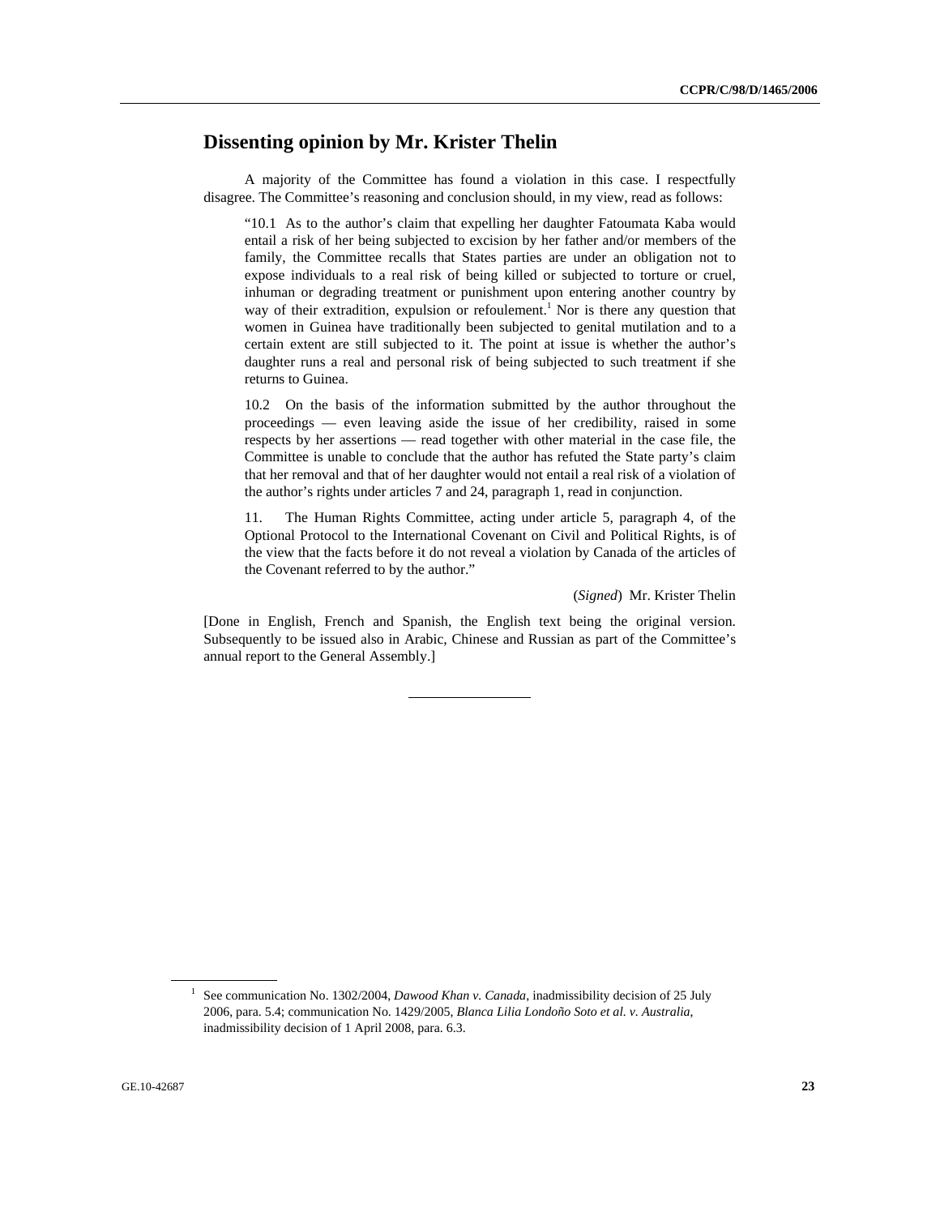## Dissenting opinion by Mr. Krister Thelin

A majority of the Committee has found a violation in this case. I respectfully disagree. The Committee's reasoning and conclusion should, in my view, read as follows:

> "10.1 As to the author's claim that expelling her daughter Fatoumata Kaba would entail a risk of her being subjected to excision by her father and/or members of the family, the Committee recalls that States parties are under an obligation not to expose individuals to a real risk of being killed or subjected to torture or cruel, inhuman or degrading treatment or punishment upon entering another country by way of their extradition, expulsion or refoulement.[1] Nor is there any question that women in Guinea have traditionally been subjected to genital mutilation and to a certain extent are still subjected to it. The point at issue is whether the author's daughter runs a real and personal risk of being subjected to such treatment if she returns to Guinea.
>
> 10.2 On the basis of the information submitted by the author throughout the proceedings — even leaving aside the issue of her credibility, raised in some respects by her assertions — read together with other material in the case file, the Committee is unable to conclude that the author has refuted the State party's claim that her removal and that of her daughter would not entail a real risk of a violation of the author's rights under articles 7 and 24, paragraph 1, read in conjunction.
>
> 11. The Human Rights Committee, acting under article 5, paragraph 4, of the Optional Protocol to the International Covenant on Civil and Political Rights, is of the view that the facts before it do not reveal a violation by Canada of the articles of the Covenant referred to by the author."

(*Signed*) Mr. Krister Thelin

[Done in English, French and Spanish, the English text being the original version. Subsequently to be issued also in Arabic, Chinese and Russian as part of the Committee's annual report to the General Assembly.]

---

[1] See communication No. 1302/2004, *Dawood Khan v. Canada*, inadmissibility decision of 25 July 2006, para. 5.4; communication No. 1429/2005, *Blanca Lilia Londoño Soto et al. v. Australia*, inadmissibility decision of 1 April 2008, para. 6.3.